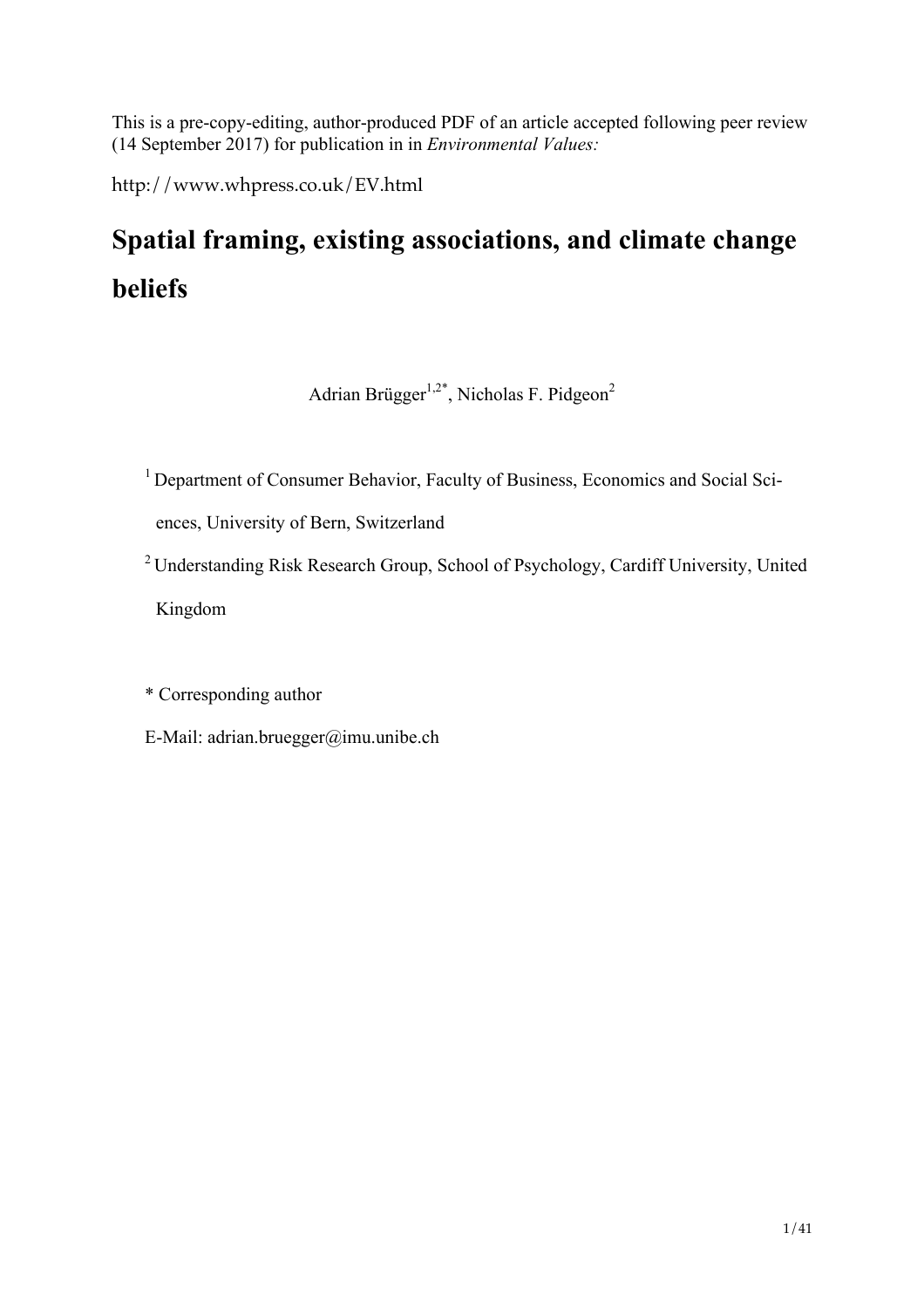This is a pre-copy-editing, author-produced PDF of an article accepted following peer review (14 September 2017) for publication in in *Environmental Values:*

http://www.whpress.co.uk/EV.html

# Spatial framing, existing associations, and climate change beliefs

Adrian Brügger[1,2*], Nicholas F. Pidgeon[2]

[1] Department of Consumer Behavior, Faculty of Business, Economics and Social Sciences, University of Bern, Switzerland

[2] Understanding Risk Research Group, School of Psychology, Cardiff University, United Kingdom

* Corresponding author

E-Mail: adrian.bruegger@imu.unibe.ch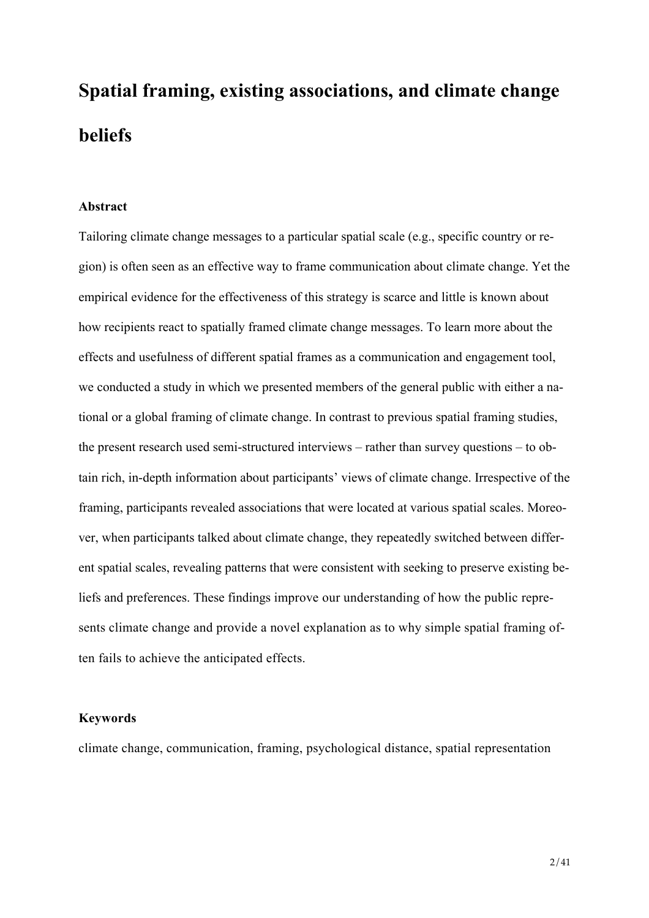# Spatial framing, existing associations, and climate change beliefs

### Abstract

Tailoring climate change messages to a particular spatial scale (e.g., specific country or region) is often seen as an effective way to frame communication about climate change. Yet the empirical evidence for the effectiveness of this strategy is scarce and little is known about how recipients react to spatially framed climate change messages. To learn more about the effects and usefulness of different spatial frames as a communication and engagement tool, we conducted a study in which we presented members of the general public with either a national or a global framing of climate change. In contrast to previous spatial framing studies, the present research used semi-structured interviews – rather than survey questions – to obtain rich, in-depth information about participants' views of climate change. Irrespective of the framing, participants revealed associations that were located at various spatial scales. Moreover, when participants talked about climate change, they repeatedly switched between different spatial scales, revealing patterns that were consistent with seeking to preserve existing beliefs and preferences. These findings improve our understanding of how the public represents climate change and provide a novel explanation as to why simple spatial framing often fails to achieve the anticipated effects.

### Keywords

climate change, communication, framing, psychological distance, spatial representation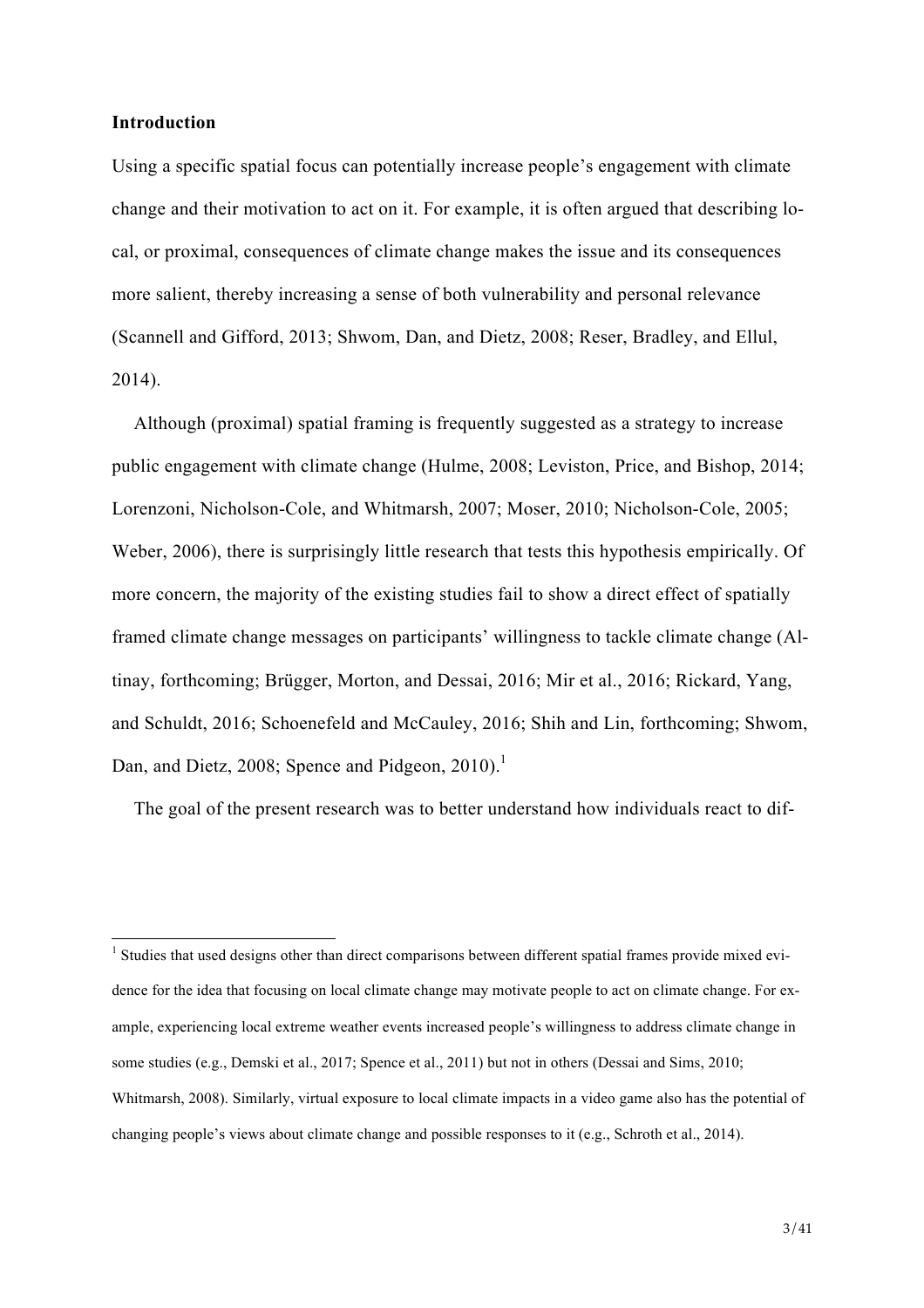**Introduction**

Using a specific spatial focus can potentially increase people's engagement with climate change and their motivation to act on it. For example, it is often argued that describing local, or proximal, consequences of climate change makes the issue and its consequences more salient, thereby increasing a sense of both vulnerability and personal relevance (Scannell and Gifford, 2013; Shwom, Dan, and Dietz, 2008; Reser, Bradley, and Ellul, 2014).

Although (proximal) spatial framing is frequently suggested as a strategy to increase public engagement with climate change (Hulme, 2008; Leviston, Price, and Bishop, 2014; Lorenzoni, Nicholson-Cole, and Whitmarsh, 2007; Moser, 2010; Nicholson-Cole, 2005; Weber, 2006), there is surprisingly little research that tests this hypothesis empirically. Of more concern, the majority of the existing studies fail to show a direct effect of spatially framed climate change messages on participants' willingness to tackle climate change (Altinay, forthcoming; Brügger, Morton, and Dessai, 2016; Mir et al., 2016; Rickard, Yang, and Schuldt, 2016; Schoenefeld and McCauley, 2016; Shih and Lin, forthcoming; Shwom, Dan, and Dietz, 2008; Spence and Pidgeon, 2010).[1]

The goal of the present research was to better understand how individuals react to dif-

[1] Studies that used designs other than direct comparisons between different spatial frames provide mixed evidence for the idea that focusing on local climate change may motivate people to act on climate change. For example, experiencing local extreme weather events increased people's willingness to address climate change in some studies (e.g., Demski et al., 2017; Spence et al., 2011) but not in others (Dessai and Sims, 2010; Whitmarsh, 2008). Similarly, virtual exposure to local climate impacts in a video game also has the potential of changing people's views about climate change and possible responses to it (e.g., Schroth et al., 2014).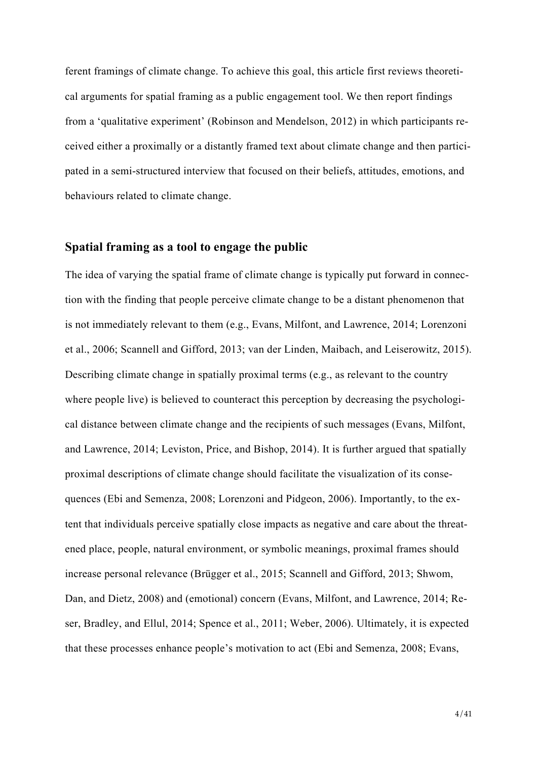ferent framings of climate change. To achieve this goal, this article first reviews theoretical arguments for spatial framing as a public engagement tool. We then report findings from a 'qualitative experiment' (Robinson and Mendelson, 2012) in which participants received either a proximally or a distantly framed text about climate change and then participated in a semi-structured interview that focused on their beliefs, attitudes, emotions, and behaviours related to climate change.

## Spatial framing as a tool to engage the public

The idea of varying the spatial frame of climate change is typically put forward in connection with the finding that people perceive climate change to be a distant phenomenon that is not immediately relevant to them (e.g., Evans, Milfont, and Lawrence, 2014; Lorenzoni et al., 2006; Scannell and Gifford, 2013; van der Linden, Maibach, and Leiserowitz, 2015). Describing climate change in spatially proximal terms (e.g., as relevant to the country where people live) is believed to counteract this perception by decreasing the psychological distance between climate change and the recipients of such messages (Evans, Milfont, and Lawrence, 2014; Leviston, Price, and Bishop, 2014). It is further argued that spatially proximal descriptions of climate change should facilitate the visualization of its consequences (Ebi and Semenza, 2008; Lorenzoni and Pidgeon, 2006). Importantly, to the extent that individuals perceive spatially close impacts as negative and care about the threatened place, people, natural environment, or symbolic meanings, proximal frames should increase personal relevance (Brügger et al., 2015; Scannell and Gifford, 2013; Shwom, Dan, and Dietz, 2008) and (emotional) concern (Evans, Milfont, and Lawrence, 2014; Reser, Bradley, and Ellul, 2014; Spence et al., 2011; Weber, 2006). Ultimately, it is expected that these processes enhance people's motivation to act (Ebi and Semenza, 2008; Evans,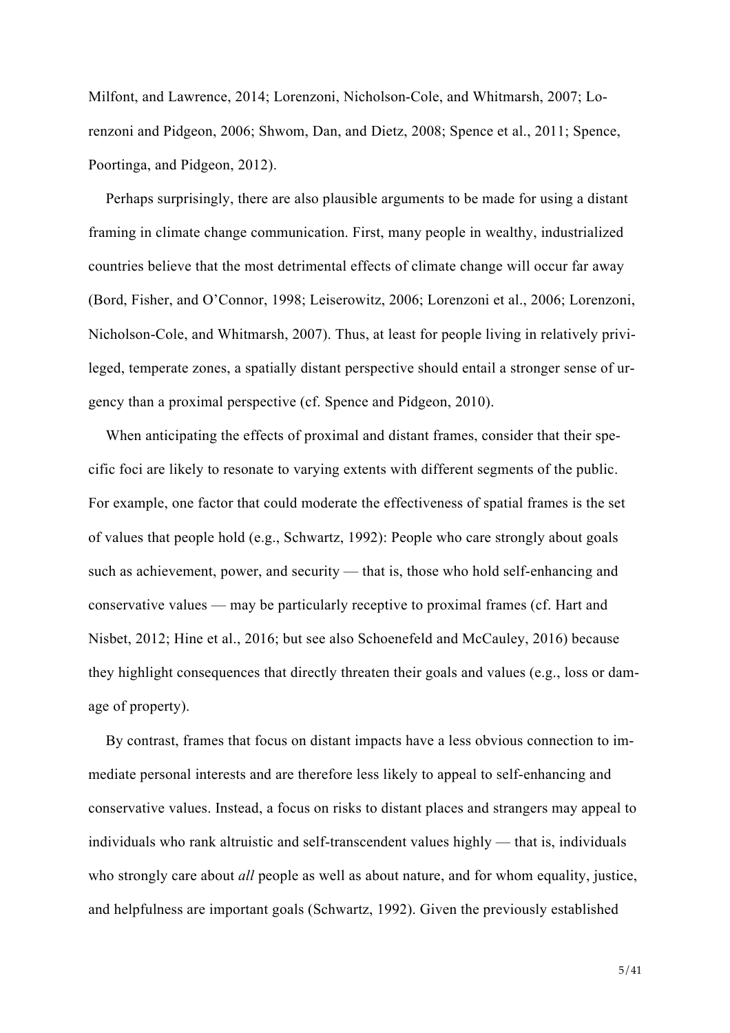Milfont, and Lawrence, 2014; Lorenzoni, Nicholson-Cole, and Whitmarsh, 2007; Lorenzoni and Pidgeon, 2006; Shwom, Dan, and Dietz, 2008; Spence et al., 2011; Spence, Poortinga, and Pidgeon, 2012).

Perhaps surprisingly, there are also plausible arguments to be made for using a distant framing in climate change communication. First, many people in wealthy, industrialized countries believe that the most detrimental effects of climate change will occur far away (Bord, Fisher, and O'Connor, 1998; Leiserowitz, 2006; Lorenzoni et al., 2006; Lorenzoni, Nicholson-Cole, and Whitmarsh, 2007). Thus, at least for people living in relatively privileged, temperate zones, a spatially distant perspective should entail a stronger sense of urgency than a proximal perspective (cf. Spence and Pidgeon, 2010).

When anticipating the effects of proximal and distant frames, consider that their specific foci are likely to resonate to varying extents with different segments of the public. For example, one factor that could moderate the effectiveness of spatial frames is the set of values that people hold (e.g., Schwartz, 1992): People who care strongly about goals such as achievement, power, and security — that is, those who hold self-enhancing and conservative values — may be particularly receptive to proximal frames (cf. Hart and Nisbet, 2012; Hine et al., 2016; but see also Schoenefeld and McCauley, 2016) because they highlight consequences that directly threaten their goals and values (e.g., loss or damage of property).

By contrast, frames that focus on distant impacts have a less obvious connection to immediate personal interests and are therefore less likely to appeal to self-enhancing and conservative values. Instead, a focus on risks to distant places and strangers may appeal to individuals who rank altruistic and self-transcendent values highly — that is, individuals who strongly care about *all* people as well as about nature, and for whom equality, justice, and helpfulness are important goals (Schwartz, 1992). Given the previously established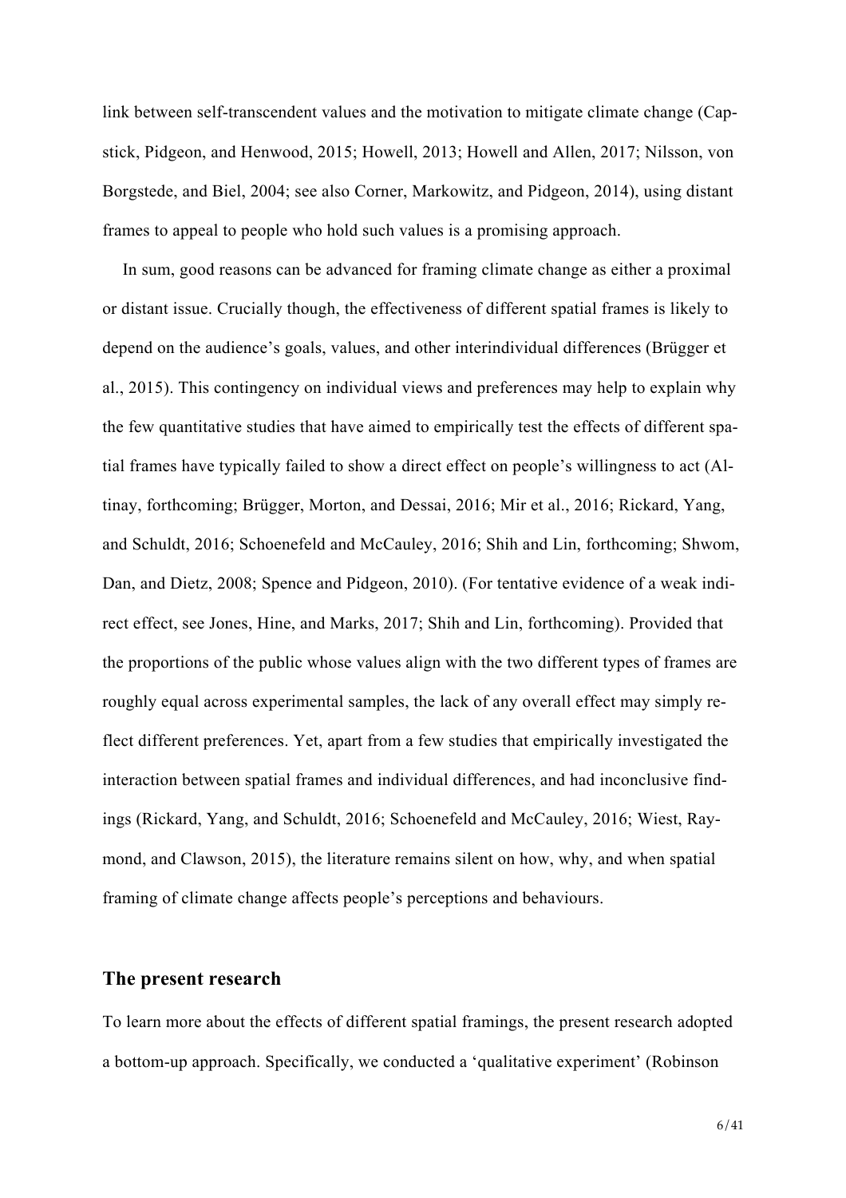link between self-transcendent values and the motivation to mitigate climate change (Capstick, Pidgeon, and Henwood, 2015; Howell, 2013; Howell and Allen, 2017; Nilsson, von Borgstede, and Biel, 2004; see also Corner, Markowitz, and Pidgeon, 2014), using distant frames to appeal to people who hold such values is a promising approach.

In sum, good reasons can be advanced for framing climate change as either a proximal or distant issue. Crucially though, the effectiveness of different spatial frames is likely to depend on the audience's goals, values, and other interindividual differences (Brügger et al., 2015). This contingency on individual views and preferences may help to explain why the few quantitative studies that have aimed to empirically test the effects of different spatial frames have typically failed to show a direct effect on people's willingness to act (Altinay, forthcoming; Brügger, Morton, and Dessai, 2016; Mir et al., 2016; Rickard, Yang, and Schuldt, 2016; Schoenefeld and McCauley, 2016; Shih and Lin, forthcoming; Shwom, Dan, and Dietz, 2008; Spence and Pidgeon, 2010). (For tentative evidence of a weak indirect effect, see Jones, Hine, and Marks, 2017; Shih and Lin, forthcoming). Provided that the proportions of the public whose values align with the two different types of frames are roughly equal across experimental samples, the lack of any overall effect may simply reflect different preferences. Yet, apart from a few studies that empirically investigated the interaction between spatial frames and individual differences, and had inconclusive findings (Rickard, Yang, and Schuldt, 2016; Schoenefeld and McCauley, 2016; Wiest, Raymond, and Clawson, 2015), the literature remains silent on how, why, and when spatial framing of climate change affects people's perceptions and behaviours.

## The present research

To learn more about the effects of different spatial framings, the present research adopted a bottom-up approach. Specifically, we conducted a 'qualitative experiment' (Robinson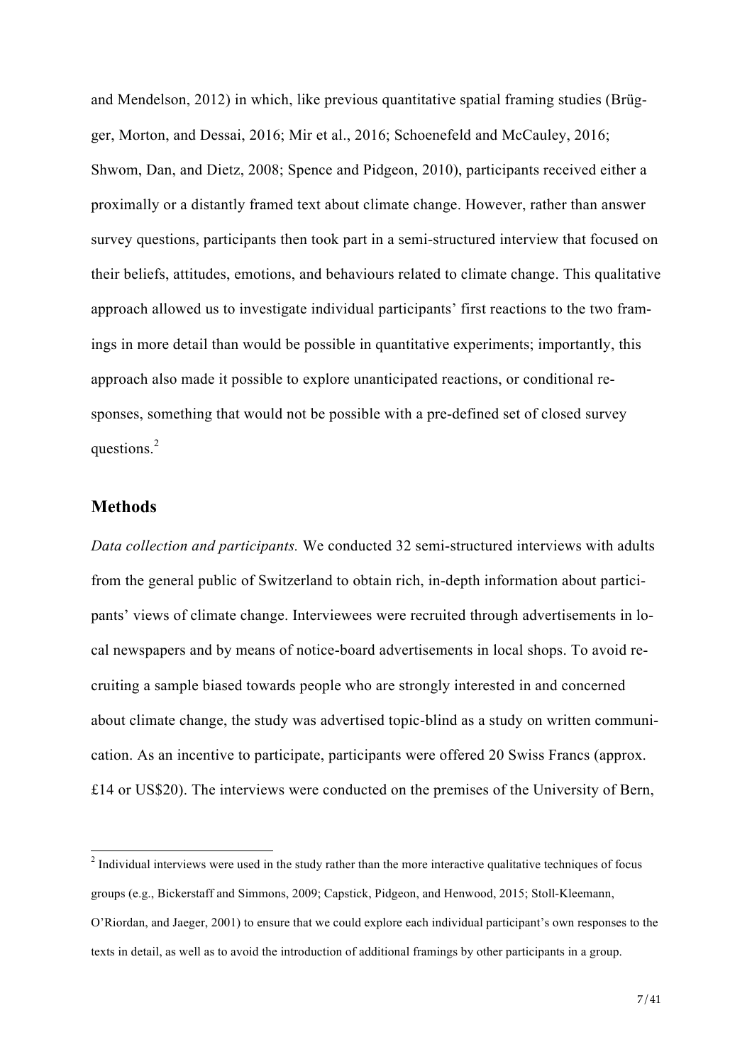and Mendelson, 2012) in which, like previous quantitative spatial framing studies (Brügger, Morton, and Dessai, 2016; Mir et al., 2016; Schoenefeld and McCauley, 2016; Shwom, Dan, and Dietz, 2008; Spence and Pidgeon, 2010), participants received either a proximally or a distantly framed text about climate change. However, rather than answer survey questions, participants then took part in a semi-structured interview that focused on their beliefs, attitudes, emotions, and behaviours related to climate change. This qualitative approach allowed us to investigate individual participants' first reactions to the two framings in more detail than would be possible in quantitative experiments; importantly, this approach also made it possible to explore unanticipated reactions, or conditional responses, something that would not be possible with a pre-defined set of closed survey questions.[2]

## Methods

*Data collection and participants.* We conducted 32 semi-structured interviews with adults from the general public of Switzerland to obtain rich, in-depth information about participants' views of climate change. Interviewees were recruited through advertisements in local newspapers and by means of notice-board advertisements in local shops. To avoid recruiting a sample biased towards people who are strongly interested in and concerned about climate change, the study was advertised topic-blind as a study on written communication. As an incentive to participate, participants were offered 20 Swiss Francs (approx. £14 or US$20). The interviews were conducted on the premises of the University of Bern,

[2] Individual interviews were used in the study rather than the more interactive qualitative techniques of focus groups (e.g., Bickerstaff and Simmons, 2009; Capstick, Pidgeon, and Henwood, 2015; Stoll-Kleemann, O'Riordan, and Jaeger, 2001) to ensure that we could explore each individual participant's own responses to the texts in detail, as well as to avoid the introduction of additional framings by other participants in a group.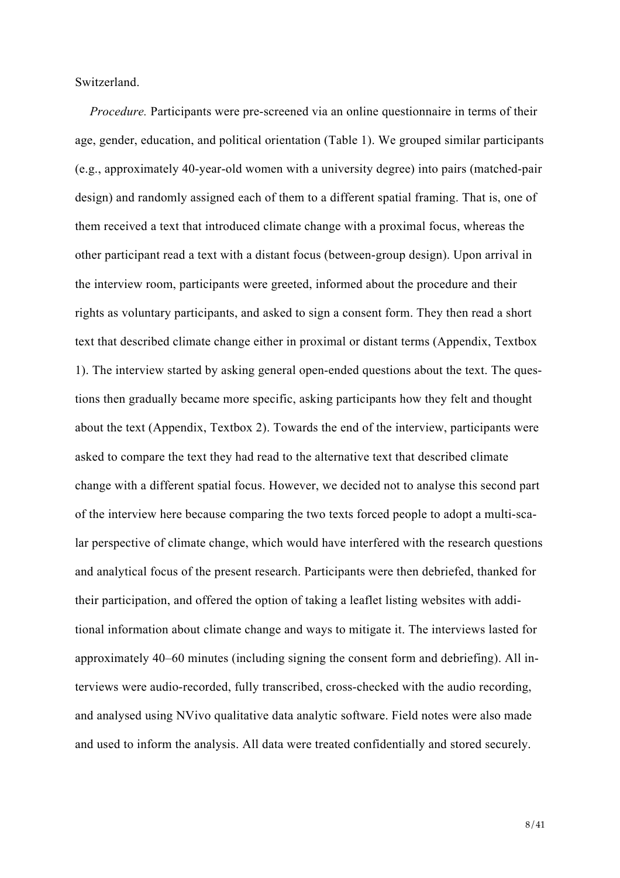Switzerland.

*Procedure.* Participants were pre-screened via an online questionnaire in terms of their age, gender, education, and political orientation (Table 1). We grouped similar participants (e.g., approximately 40-year-old women with a university degree) into pairs (matched-pair design) and randomly assigned each of them to a different spatial framing. That is, one of them received a text that introduced climate change with a proximal focus, whereas the other participant read a text with a distant focus (between-group design). Upon arrival in the interview room, participants were greeted, informed about the procedure and their rights as voluntary participants, and asked to sign a consent form. They then read a short text that described climate change either in proximal or distant terms (Appendix, Textbox 1). The interview started by asking general open-ended questions about the text. The questions then gradually became more specific, asking participants how they felt and thought about the text (Appendix, Textbox 2). Towards the end of the interview, participants were asked to compare the text they had read to the alternative text that described climate change with a different spatial focus. However, we decided not to analyse this second part of the interview here because comparing the two texts forced people to adopt a multi-scalar perspective of climate change, which would have interfered with the research questions and analytical focus of the present research. Participants were then debriefed, thanked for their participation, and offered the option of taking a leaflet listing websites with additional information about climate change and ways to mitigate it. The interviews lasted for approximately 40–60 minutes (including signing the consent form and debriefing). All interviews were audio-recorded, fully transcribed, cross-checked with the audio recording, and analysed using NVivo qualitative data analytic software. Field notes were also made and used to inform the analysis. All data were treated confidentially and stored securely.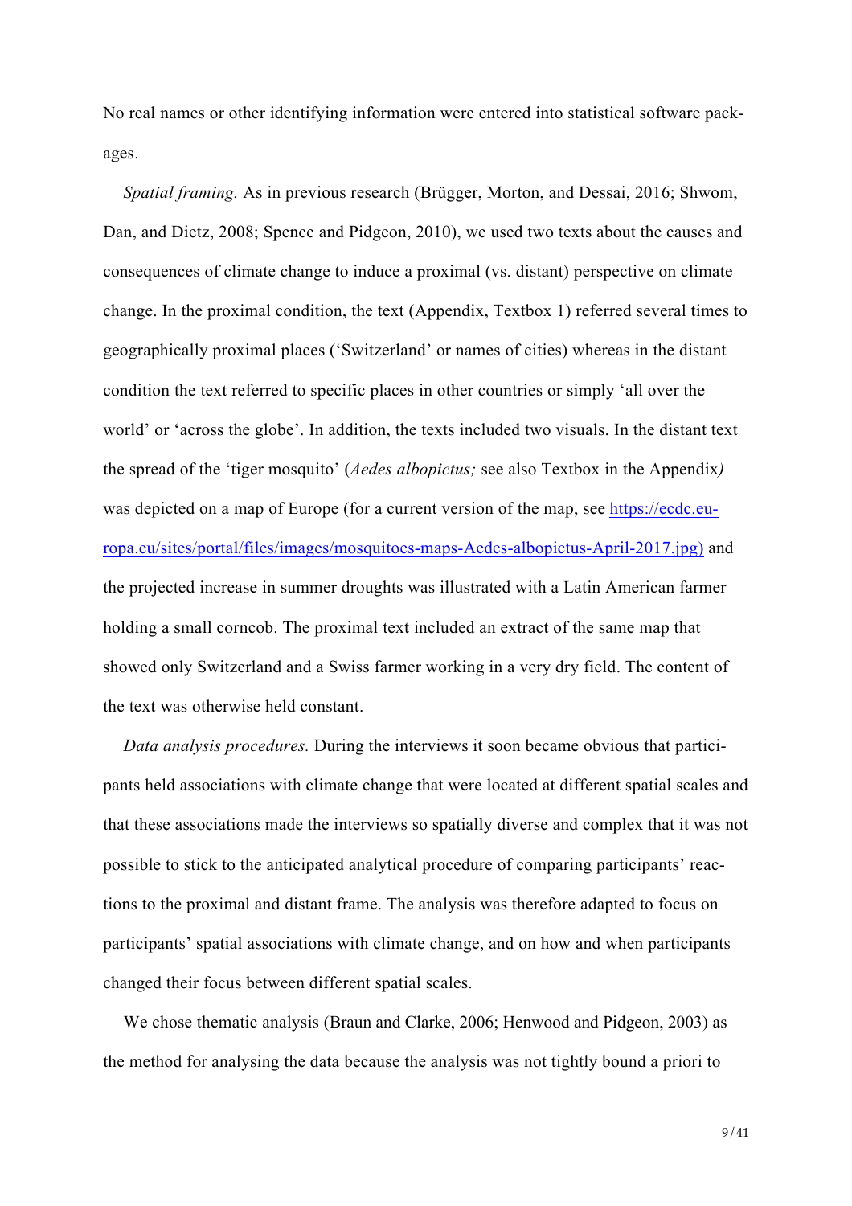No real names or other identifying information were entered into statistical software packages.

*Spatial framing.* As in previous research (Brügger, Morton, and Dessai, 2016; Shwom, Dan, and Dietz, 2008; Spence and Pidgeon, 2010), we used two texts about the causes and consequences of climate change to induce a proximal (vs. distant) perspective on climate change. In the proximal condition, the text (Appendix, Textbox 1) referred several times to geographically proximal places ('Switzerland' or names of cities) whereas in the distant condition the text referred to specific places in other countries or simply 'all over the world' or 'across the globe'. In addition, the texts included two visuals. In the distant text the spread of the 'tiger mosquito' (*Aedes albopictus;* see also Textbox in the Appendix*)* was depicted on a map of Europe (for a current version of the map, see [https://ecdc.europa.eu/sites/portal/files/images/mosquitoes-maps-Aedes-albopictus-April-2017.jpg)](https://ecdc.europa.eu/sites/portal/files/images/mosquitoes-maps-Aedes-albopictus-April-2017.jpg) and the projected increase in summer droughts was illustrated with a Latin American farmer holding a small corncob. The proximal text included an extract of the same map that showed only Switzerland and a Swiss farmer working in a very dry field. The content of the text was otherwise held constant.

*Data analysis procedures.* During the interviews it soon became obvious that participants held associations with climate change that were located at different spatial scales and that these associations made the interviews so spatially diverse and complex that it was not possible to stick to the anticipated analytical procedure of comparing participants' reactions to the proximal and distant frame. The analysis was therefore adapted to focus on participants' spatial associations with climate change, and on how and when participants changed their focus between different spatial scales.

We chose thematic analysis (Braun and Clarke, 2006; Henwood and Pidgeon, 2003) as the method for analysing the data because the analysis was not tightly bound a priori to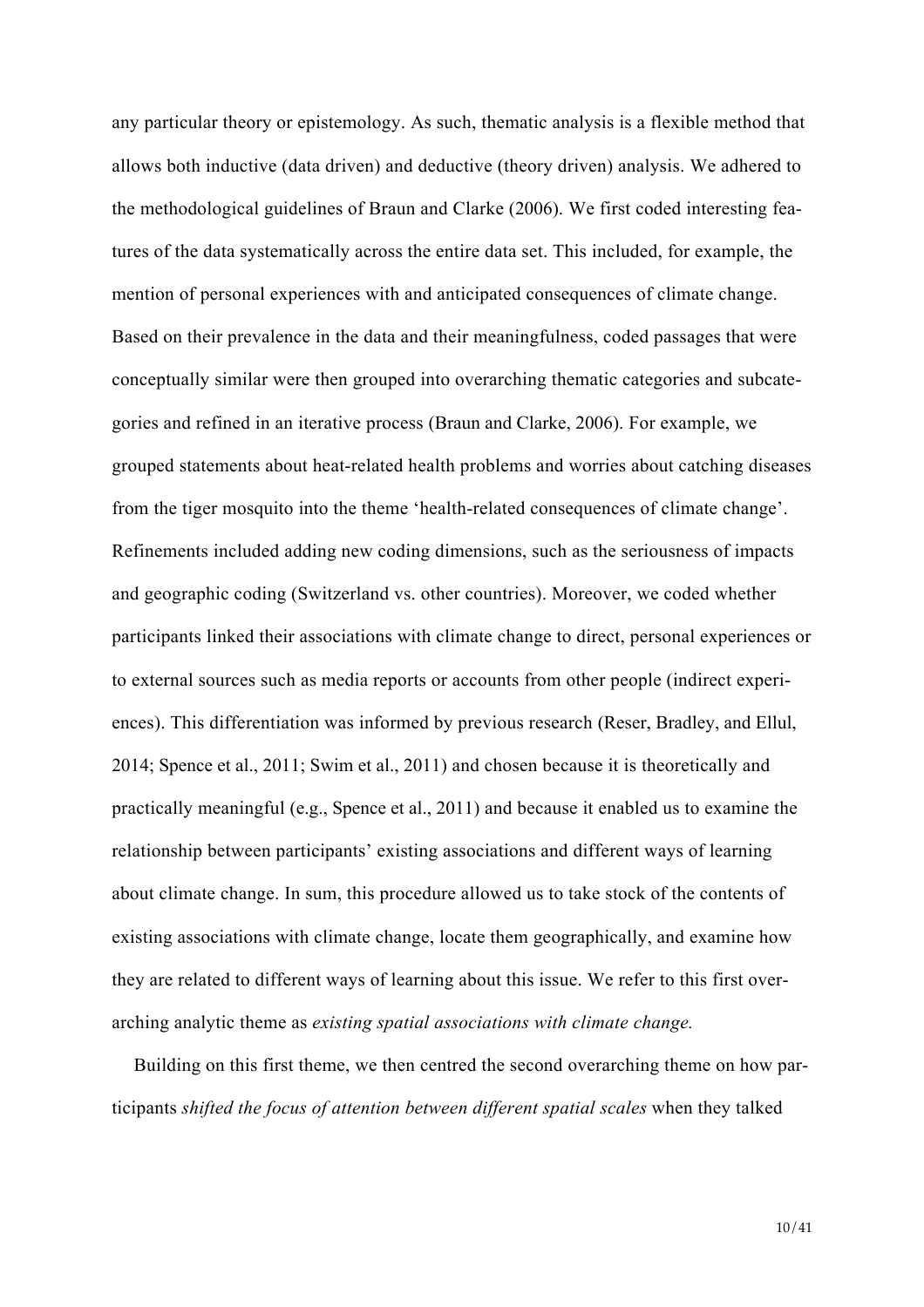any particular theory or epistemology. As such, thematic analysis is a flexible method that allows both inductive (data driven) and deductive (theory driven) analysis. We adhered to the methodological guidelines of Braun and Clarke (2006). We first coded interesting features of the data systematically across the entire data set. This included, for example, the mention of personal experiences with and anticipated consequences of climate change. Based on their prevalence in the data and their meaningfulness, coded passages that were conceptually similar were then grouped into overarching thematic categories and subcategories and refined in an iterative process (Braun and Clarke, 2006). For example, we grouped statements about heat-related health problems and worries about catching diseases from the tiger mosquito into the theme 'health-related consequences of climate change'. Refinements included adding new coding dimensions, such as the seriousness of impacts and geographic coding (Switzerland vs. other countries). Moreover, we coded whether participants linked their associations with climate change to direct, personal experiences or to external sources such as media reports or accounts from other people (indirect experiences). This differentiation was informed by previous research (Reser, Bradley, and Ellul, 2014; Spence et al., 2011; Swim et al., 2011) and chosen because it is theoretically and practically meaningful (e.g., Spence et al., 2011) and because it enabled us to examine the relationship between participants' existing associations and different ways of learning about climate change. In sum, this procedure allowed us to take stock of the contents of existing associations with climate change, locate them geographically, and examine how they are related to different ways of learning about this issue. We refer to this first overarching analytic theme as *existing spatial associations with climate change.*

Building on this first theme, we then centred the second overarching theme on how participants *shifted the focus of attention between different spatial scales* when they talked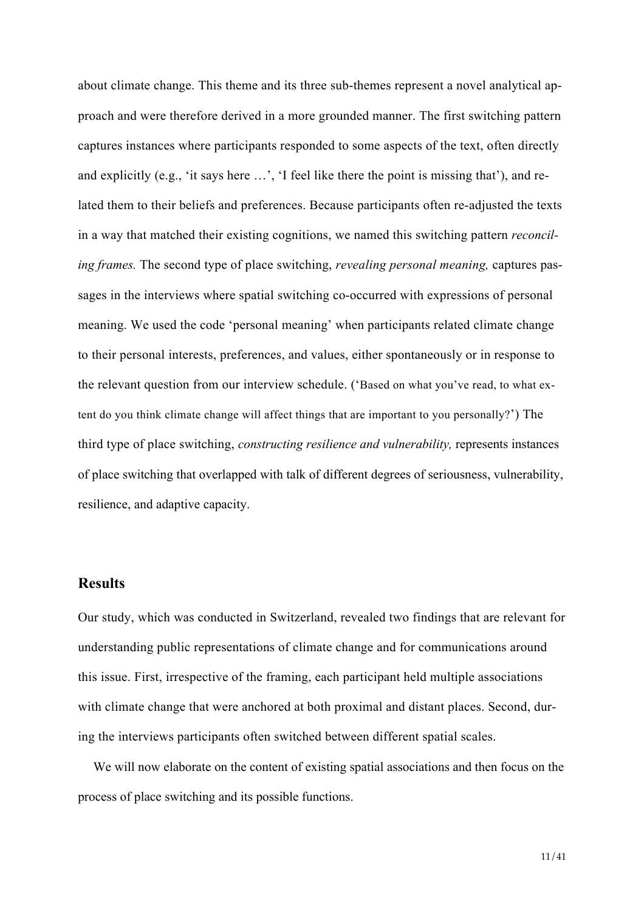about climate change. This theme and its three sub-themes represent a novel analytical approach and were therefore derived in a more grounded manner. The first switching pattern captures instances where participants responded to some aspects of the text, often directly and explicitly (e.g., 'it says here …', 'I feel like there the point is missing that'), and related them to their beliefs and preferences. Because participants often re-adjusted the texts in a way that matched their existing cognitions, we named this switching pattern *reconciling frames.* The second type of place switching, *revealing personal meaning,* captures passages in the interviews where spatial switching co-occurred with expressions of personal meaning. We used the code 'personal meaning' when participants related climate change to their personal interests, preferences, and values, either spontaneously or in response to the relevant question from our interview schedule. ('Based on what you've read, to what extent do you think climate change will affect things that are important to you personally?') The third type of place switching, *constructing resilience and vulnerability,* represents instances of place switching that overlapped with talk of different degrees of seriousness, vulnerability, resilience, and adaptive capacity.

## Results

Our study, which was conducted in Switzerland, revealed two findings that are relevant for understanding public representations of climate change and for communications around this issue. First, irrespective of the framing, each participant held multiple associations with climate change that were anchored at both proximal and distant places. Second, during the interviews participants often switched between different spatial scales.

We will now elaborate on the content of existing spatial associations and then focus on the process of place switching and its possible functions.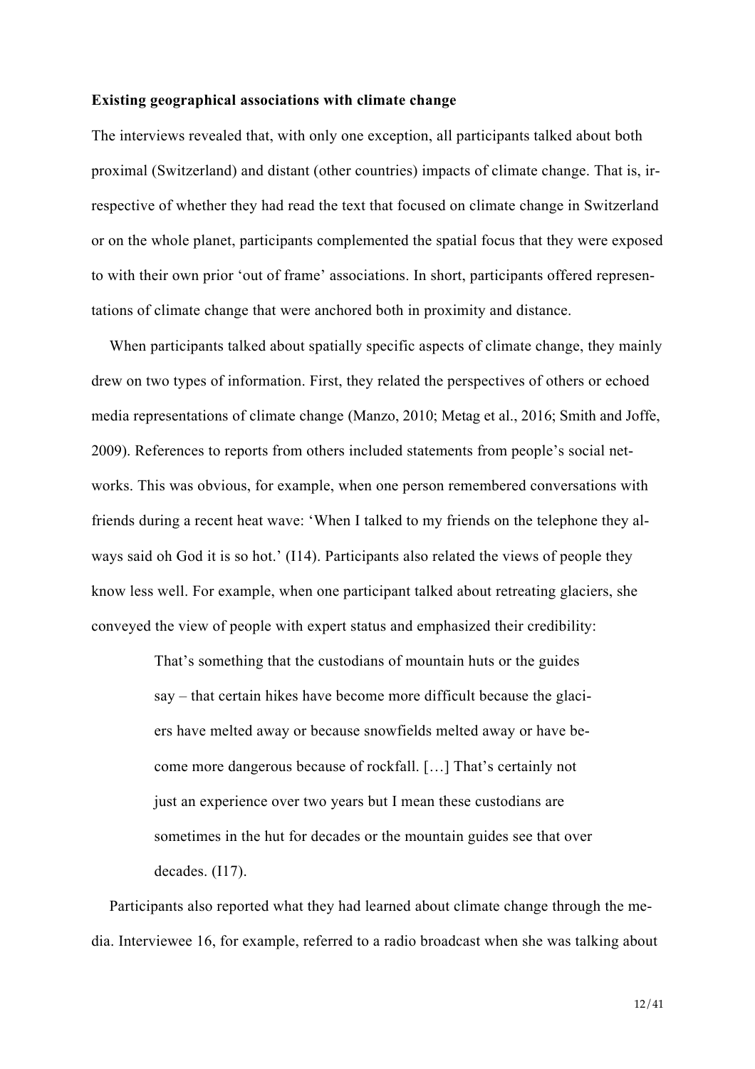**Existing geographical associations with climate change**

The interviews revealed that, with only one exception, all participants talked about both proximal (Switzerland) and distant (other countries) impacts of climate change. That is, irrespective of whether they had read the text that focused on climate change in Switzerland or on the whole planet, participants complemented the spatial focus that they were exposed to with their own prior 'out of frame' associations. In short, participants offered representations of climate change that were anchored both in proximity and distance.

When participants talked about spatially specific aspects of climate change, they mainly drew on two types of information. First, they related the perspectives of others or echoed media representations of climate change (Manzo, 2010; Metag et al., 2016; Smith and Joffe, 2009). References to reports from others included statements from people's social networks. This was obvious, for example, when one person remembered conversations with friends during a recent heat wave: 'When I talked to my friends on the telephone they always said oh God it is so hot.' (I14). Participants also related the views of people they know less well. For example, when one participant talked about retreating glaciers, she conveyed the view of people with expert status and emphasized their credibility:

> That's something that the custodians of mountain huts or the guides say – that certain hikes have become more difficult because the glaciers have melted away or because snowfields melted away or have become more dangerous because of rockfall. […] That's certainly not just an experience over two years but I mean these custodians are sometimes in the hut for decades or the mountain guides see that over decades. (I17).

Participants also reported what they had learned about climate change through the media. Interviewee 16, for example, referred to a radio broadcast when she was talking about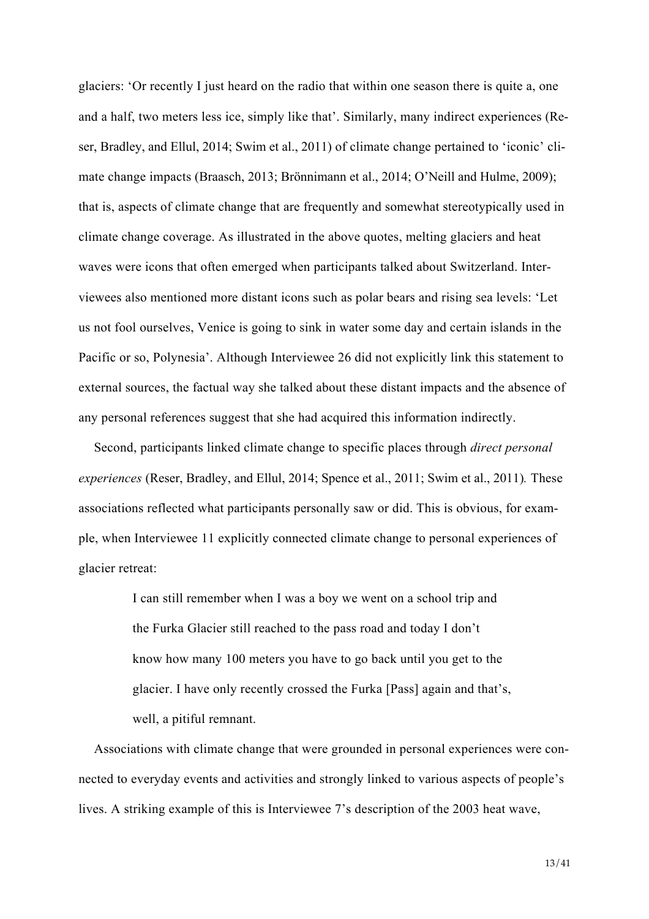glaciers: 'Or recently I just heard on the radio that within one season there is quite a, one and a half, two meters less ice, simply like that'. Similarly, many indirect experiences (Reser, Bradley, and Ellul, 2014; Swim et al., 2011) of climate change pertained to 'iconic' climate change impacts (Braasch, 2013; Brönnimann et al., 2014; O'Neill and Hulme, 2009); that is, aspects of climate change that are frequently and somewhat stereotypically used in climate change coverage. As illustrated in the above quotes, melting glaciers and heat waves were icons that often emerged when participants talked about Switzerland. Interviewees also mentioned more distant icons such as polar bears and rising sea levels: 'Let us not fool ourselves, Venice is going to sink in water some day and certain islands in the Pacific or so, Polynesia'. Although Interviewee 26 did not explicitly link this statement to external sources, the factual way she talked about these distant impacts and the absence of any personal references suggest that she had acquired this information indirectly.

Second, participants linked climate change to specific places through *direct personal experiences* (Reser, Bradley, and Ellul, 2014; Spence et al., 2011; Swim et al., 2011)*.* These associations reflected what participants personally saw or did. This is obvious, for example, when Interviewee 11 explicitly connected climate change to personal experiences of glacier retreat:

> I can still remember when I was a boy we went on a school trip and the Furka Glacier still reached to the pass road and today I don't know how many 100 meters you have to go back until you get to the glacier. I have only recently crossed the Furka [Pass] again and that's, well, a pitiful remnant.

Associations with climate change that were grounded in personal experiences were connected to everyday events and activities and strongly linked to various aspects of people's lives. A striking example of this is Interviewee 7's description of the 2003 heat wave,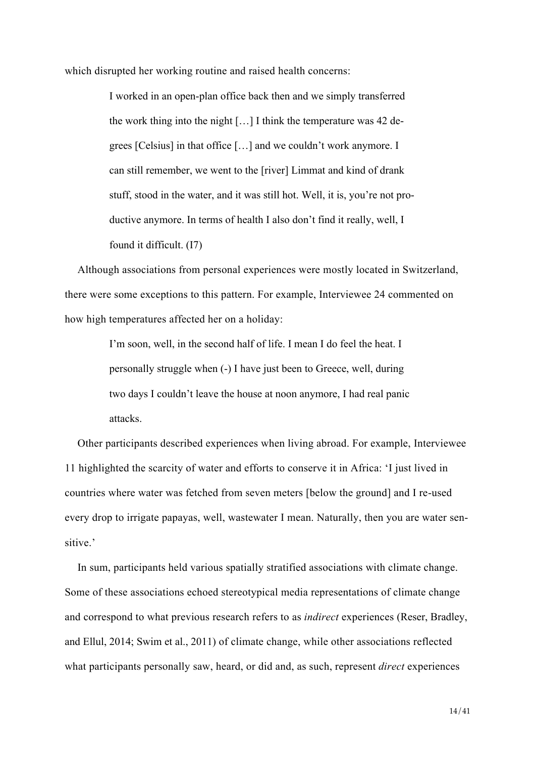which disrupted her working routine and raised health concerns:

> I worked in an open-plan office back then and we simply transferred the work thing into the night […] I think the temperature was 42 degrees [Celsius] in that office […] and we couldn't work anymore. I can still remember, we went to the [river] Limmat and kind of drank stuff, stood in the water, and it was still hot. Well, it is, you're not productive anymore. In terms of health I also don't find it really, well, I found it difficult. (I7)

Although associations from personal experiences were mostly located in Switzerland, there were some exceptions to this pattern. For example, Interviewee 24 commented on how high temperatures affected her on a holiday:

> I'm soon, well, in the second half of life. I mean I do feel the heat. I personally struggle when (-) I have just been to Greece, well, during two days I couldn't leave the house at noon anymore, I had real panic attacks.

Other participants described experiences when living abroad. For example, Interviewee 11 highlighted the scarcity of water and efforts to conserve it in Africa: 'I just lived in countries where water was fetched from seven meters [below the ground] and I re-used every drop to irrigate papayas, well, wastewater I mean. Naturally, then you are water sensitive.'

In sum, participants held various spatially stratified associations with climate change. Some of these associations echoed stereotypical media representations of climate change and correspond to what previous research refers to as *indirect* experiences (Reser, Bradley, and Ellul, 2014; Swim et al., 2011) of climate change, while other associations reflected what participants personally saw, heard, or did and, as such, represent *direct* experiences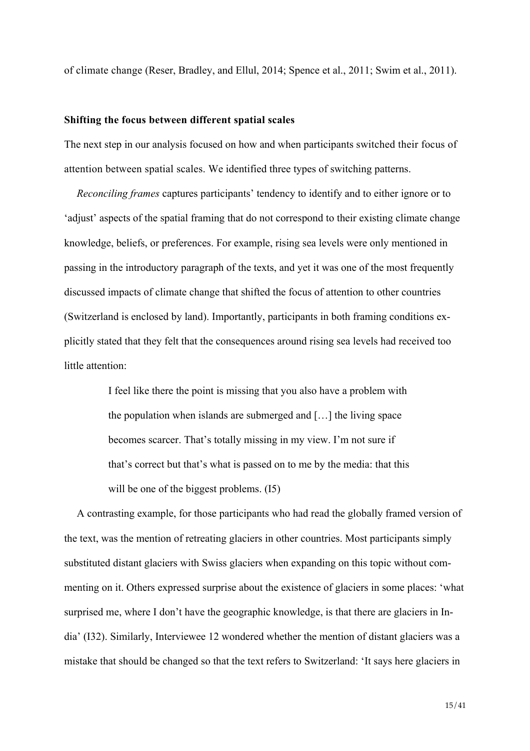of climate change (Reser, Bradley, and Ellul, 2014; Spence et al., 2011; Swim et al., 2011).

### Shifting the focus between different spatial scales

The next step in our analysis focused on how and when participants switched their focus of attention between spatial scales. We identified three types of switching patterns.

*Reconciling frames* captures participants' tendency to identify and to either ignore or to 'adjust' aspects of the spatial framing that do not correspond to their existing climate change knowledge, beliefs, or preferences. For example, rising sea levels were only mentioned in passing in the introductory paragraph of the texts, and yet it was one of the most frequently discussed impacts of climate change that shifted the focus of attention to other countries (Switzerland is enclosed by land). Importantly, participants in both framing conditions explicitly stated that they felt that the consequences around rising sea levels had received too little attention:

> I feel like there the point is missing that you also have a problem with the population when islands are submerged and […] the living space becomes scarcer. That's totally missing in my view. I'm not sure if that's correct but that's what is passed on to me by the media: that this will be one of the biggest problems. (I5)

A contrasting example, for those participants who had read the globally framed version of the text, was the mention of retreating glaciers in other countries. Most participants simply substituted distant glaciers with Swiss glaciers when expanding on this topic without commenting on it. Others expressed surprise about the existence of glaciers in some places: 'what surprised me, where I don't have the geographic knowledge, is that there are glaciers in India' (I32). Similarly, Interviewee 12 wondered whether the mention of distant glaciers was a mistake that should be changed so that the text refers to Switzerland: 'It says here glaciers in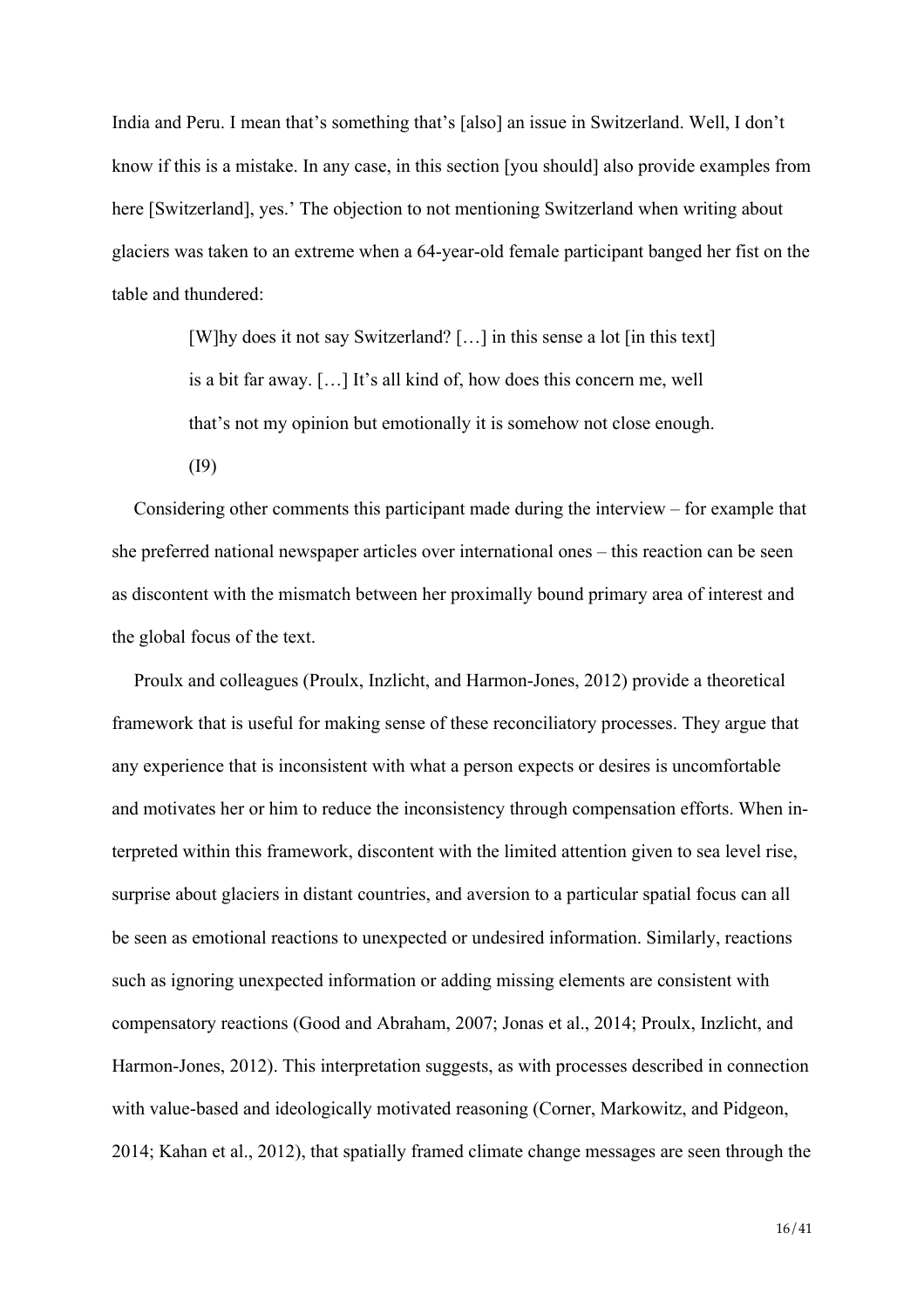India and Peru. I mean that's something that's [also] an issue in Switzerland. Well, I don't know if this is a mistake. In any case, in this section [you should] also provide examples from here [Switzerland], yes.' The objection to not mentioning Switzerland when writing about glaciers was taken to an extreme when a 64-year-old female participant banged her fist on the table and thundered:

> [W]hy does it not say Switzerland? […] in this sense a lot [in this text] is a bit far away. […] It's all kind of, how does this concern me, well that's not my opinion but emotionally it is somehow not close enough. (I9)

Considering other comments this participant made during the interview – for example that she preferred national newspaper articles over international ones – this reaction can be seen as discontent with the mismatch between her proximally bound primary area of interest and the global focus of the text.

Proulx and colleagues (Proulx, Inzlicht, and Harmon-Jones, 2012) provide a theoretical framework that is useful for making sense of these reconciliatory processes. They argue that any experience that is inconsistent with what a person expects or desires is uncomfortable and motivates her or him to reduce the inconsistency through compensation efforts. When interpreted within this framework, discontent with the limited attention given to sea level rise, surprise about glaciers in distant countries, and aversion to a particular spatial focus can all be seen as emotional reactions to unexpected or undesired information. Similarly, reactions such as ignoring unexpected information or adding missing elements are consistent with compensatory reactions (Good and Abraham, 2007; Jonas et al., 2014; Proulx, Inzlicht, and Harmon-Jones, 2012). This interpretation suggests, as with processes described in connection with value-based and ideologically motivated reasoning (Corner, Markowitz, and Pidgeon, 2014; Kahan et al., 2012), that spatially framed climate change messages are seen through the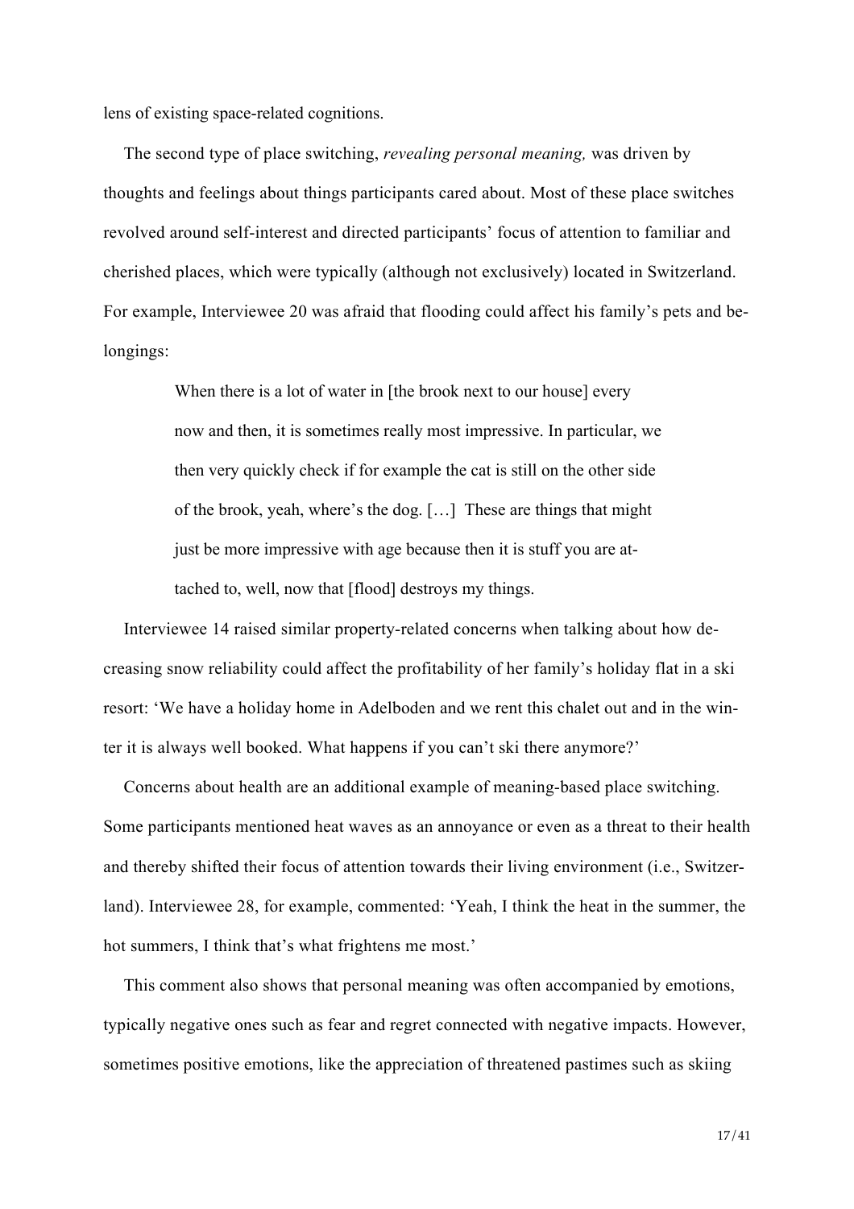lens of existing space-related cognitions.

The second type of place switching, *revealing personal meaning,* was driven by thoughts and feelings about things participants cared about. Most of these place switches revolved around self-interest and directed participants' focus of attention to familiar and cherished places, which were typically (although not exclusively) located in Switzerland. For example, Interviewee 20 was afraid that flooding could affect his family's pets and belongings:

> When there is a lot of water in [the brook next to our house] every now and then, it is sometimes really most impressive. In particular, we then very quickly check if for example the cat is still on the other side of the brook, yeah, where's the dog. […] These are things that might just be more impressive with age because then it is stuff you are attached to, well, now that [flood] destroys my things.

Interviewee 14 raised similar property-related concerns when talking about how decreasing snow reliability could affect the profitability of her family's holiday flat in a ski resort: 'We have a holiday home in Adelboden and we rent this chalet out and in the winter it is always well booked. What happens if you can't ski there anymore?'

Concerns about health are an additional example of meaning-based place switching. Some participants mentioned heat waves as an annoyance or even as a threat to their health and thereby shifted their focus of attention towards their living environment (i.e., Switzerland). Interviewee 28, for example, commented: 'Yeah, I think the heat in the summer, the hot summers, I think that's what frightens me most.'

This comment also shows that personal meaning was often accompanied by emotions, typically negative ones such as fear and regret connected with negative impacts. However, sometimes positive emotions, like the appreciation of threatened pastimes such as skiing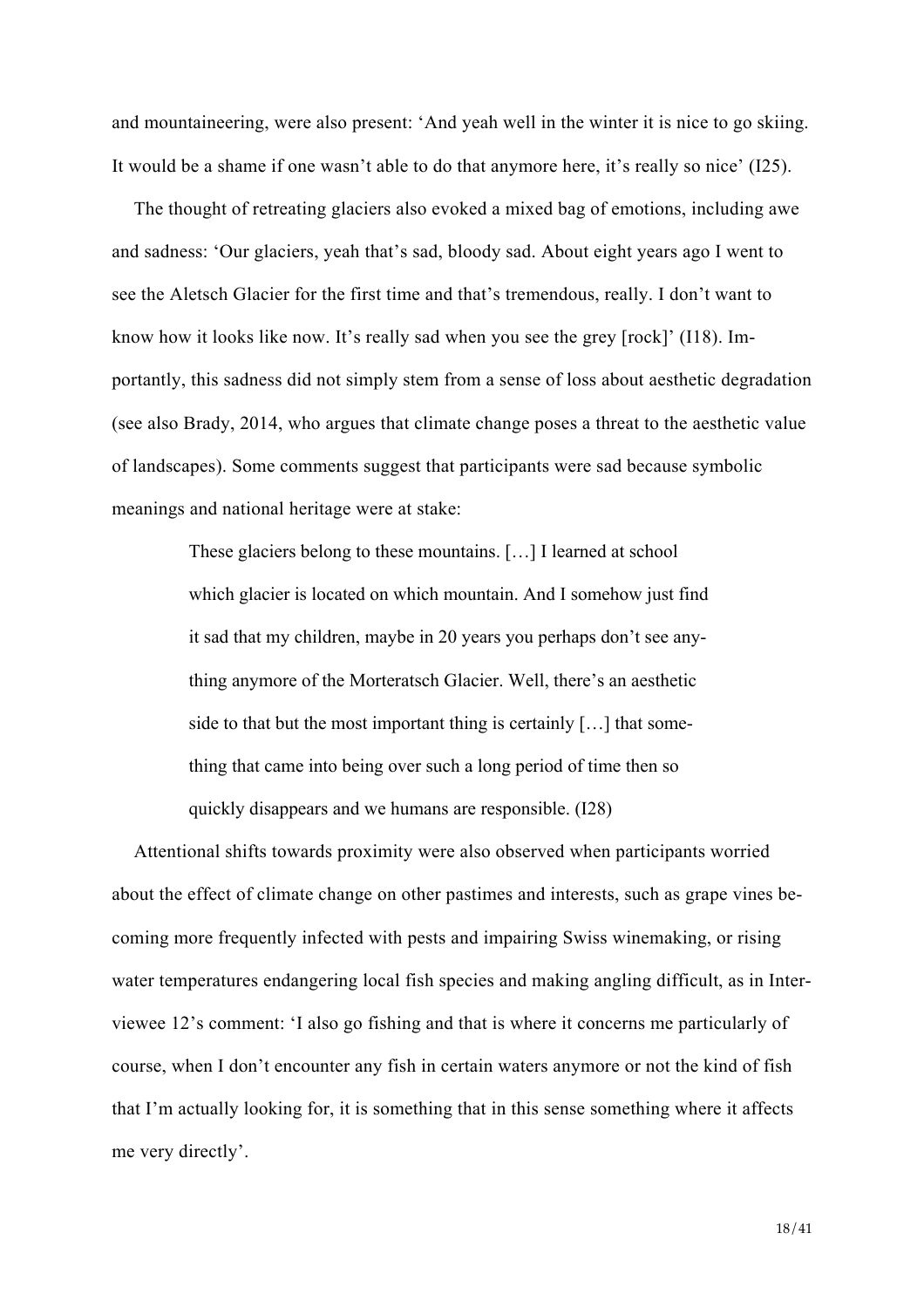and mountaineering, were also present: 'And yeah well in the winter it is nice to go skiing. It would be a shame if one wasn't able to do that anymore here, it's really so nice' (I25).

The thought of retreating glaciers also evoked a mixed bag of emotions, including awe and sadness: 'Our glaciers, yeah that's sad, bloody sad. About eight years ago I went to see the Aletsch Glacier for the first time and that's tremendous, really. I don't want to know how it looks like now. It's really sad when you see the grey [rock]' (I18). Importantly, this sadness did not simply stem from a sense of loss about aesthetic degradation (see also Brady, 2014, who argues that climate change poses a threat to the aesthetic value of landscapes). Some comments suggest that participants were sad because symbolic meanings and national heritage were at stake:

> These glaciers belong to these mountains. […] I learned at school which glacier is located on which mountain. And I somehow just find it sad that my children, maybe in 20 years you perhaps don't see anything anymore of the Morteratsch Glacier. Well, there's an aesthetic side to that but the most important thing is certainly […] that something that came into being over such a long period of time then so quickly disappears and we humans are responsible. (I28)

Attentional shifts towards proximity were also observed when participants worried about the effect of climate change on other pastimes and interests, such as grape vines becoming more frequently infected with pests and impairing Swiss winemaking, or rising water temperatures endangering local fish species and making angling difficult, as in Interviewee 12's comment: 'I also go fishing and that is where it concerns me particularly of course, when I don't encounter any fish in certain waters anymore or not the kind of fish that I'm actually looking for, it is something that in this sense something where it affects me very directly'.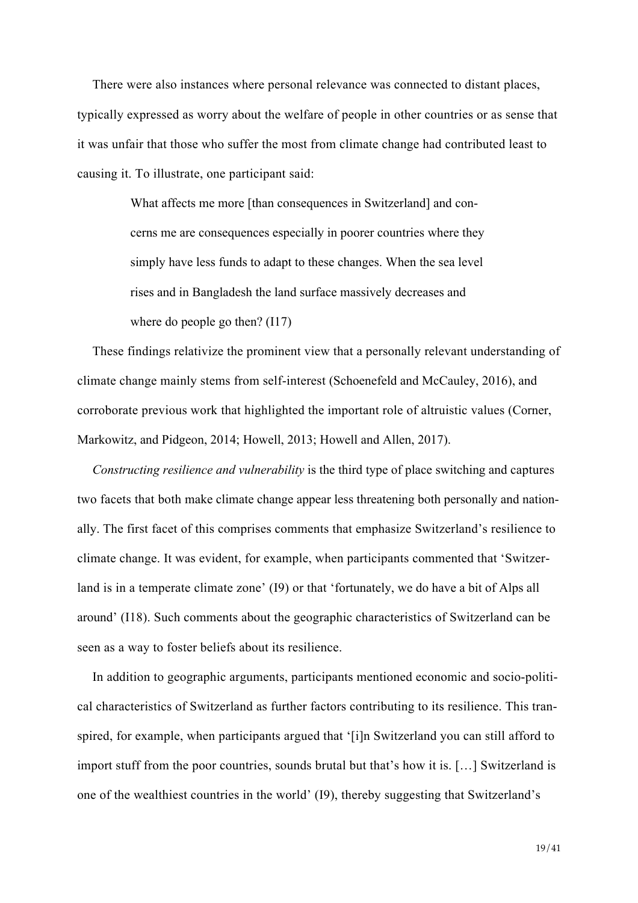There were also instances where personal relevance was connected to distant places, typically expressed as worry about the welfare of people in other countries or as sense that it was unfair that those who suffer the most from climate change had contributed least to causing it. To illustrate, one participant said:

> What affects me more [than consequences in Switzerland] and concerns me are consequences especially in poorer countries where they simply have less funds to adapt to these changes. When the sea level rises and in Bangladesh the land surface massively decreases and where do people go then? (I17)

These findings relativize the prominent view that a personally relevant understanding of climate change mainly stems from self-interest (Schoenefeld and McCauley, 2016), and corroborate previous work that highlighted the important role of altruistic values (Corner, Markowitz, and Pidgeon, 2014; Howell, 2013; Howell and Allen, 2017).

*Constructing resilience and vulnerability* is the third type of place switching and captures two facets that both make climate change appear less threatening both personally and nationally. The first facet of this comprises comments that emphasize Switzerland's resilience to climate change. It was evident, for example, when participants commented that 'Switzerland is in a temperate climate zone' (I9) or that 'fortunately, we do have a bit of Alps all around' (I18). Such comments about the geographic characteristics of Switzerland can be seen as a way to foster beliefs about its resilience.

In addition to geographic arguments, participants mentioned economic and socio-political characteristics of Switzerland as further factors contributing to its resilience. This transpired, for example, when participants argued that '[i]n Switzerland you can still afford to import stuff from the poor countries, sounds brutal but that's how it is. […] Switzerland is one of the wealthiest countries in the world' (I9), thereby suggesting that Switzerland's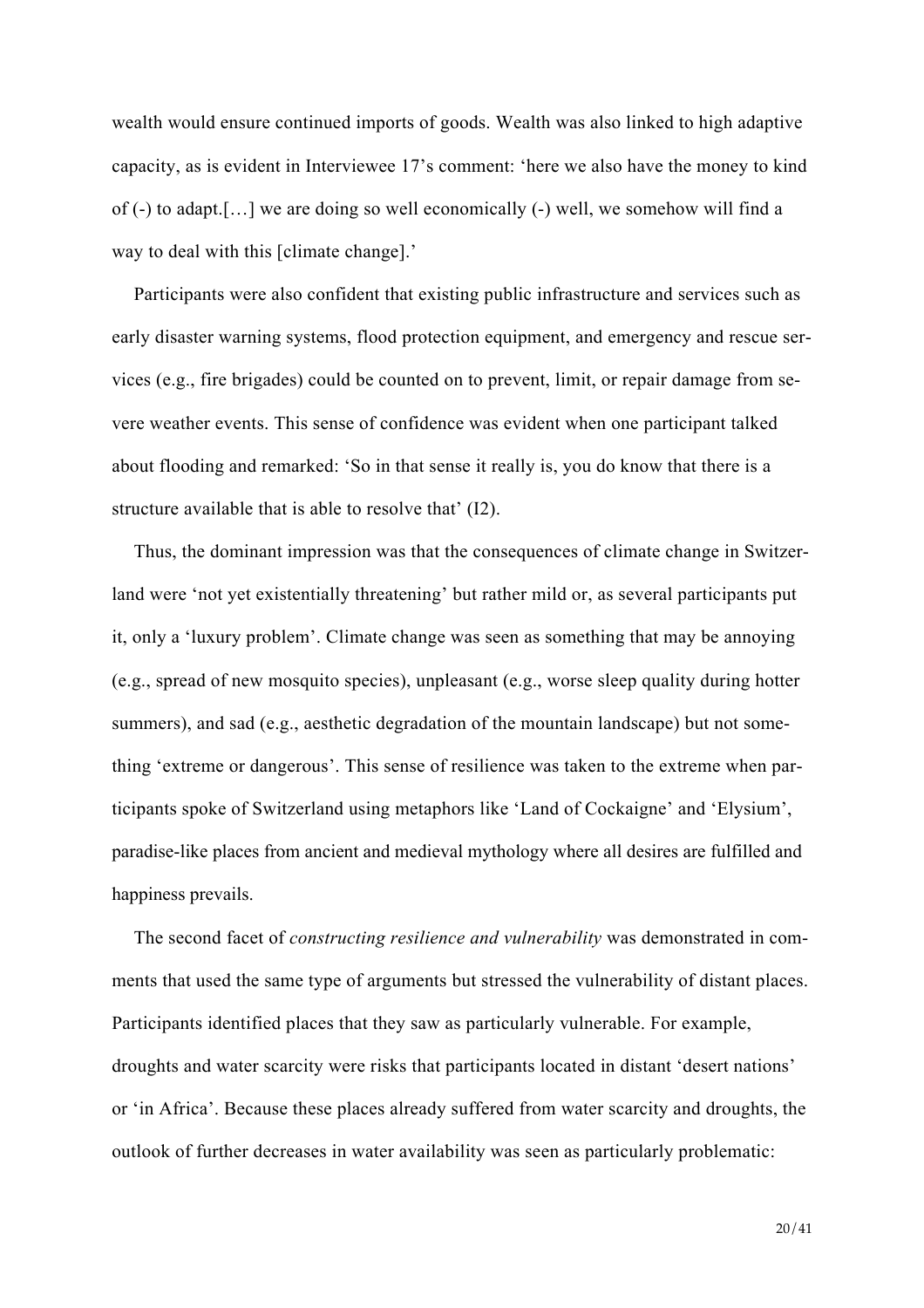wealth would ensure continued imports of goods. Wealth was also linked to high adaptive capacity, as is evident in Interviewee 17's comment: 'here we also have the money to kind of (-) to adapt.[…] we are doing so well economically (-) well, we somehow will find a way to deal with this [climate change].'

Participants were also confident that existing public infrastructure and services such as early disaster warning systems, flood protection equipment, and emergency and rescue services (e.g., fire brigades) could be counted on to prevent, limit, or repair damage from severe weather events. This sense of confidence was evident when one participant talked about flooding and remarked: 'So in that sense it really is, you do know that there is a structure available that is able to resolve that' (I2).

Thus, the dominant impression was that the consequences of climate change in Switzerland were 'not yet existentially threatening' but rather mild or, as several participants put it, only a 'luxury problem'. Climate change was seen as something that may be annoying (e.g., spread of new mosquito species), unpleasant (e.g., worse sleep quality during hotter summers), and sad (e.g., aesthetic degradation of the mountain landscape) but not something 'extreme or dangerous'. This sense of resilience was taken to the extreme when participants spoke of Switzerland using metaphors like 'Land of Cockaigne' and 'Elysium', paradise-like places from ancient and medieval mythology where all desires are fulfilled and happiness prevails.

The second facet of *constructing resilience and vulnerability* was demonstrated in comments that used the same type of arguments but stressed the vulnerability of distant places. Participants identified places that they saw as particularly vulnerable. For example, droughts and water scarcity were risks that participants located in distant 'desert nations' or 'in Africa'. Because these places already suffered from water scarcity and droughts, the outlook of further decreases in water availability was seen as particularly problematic: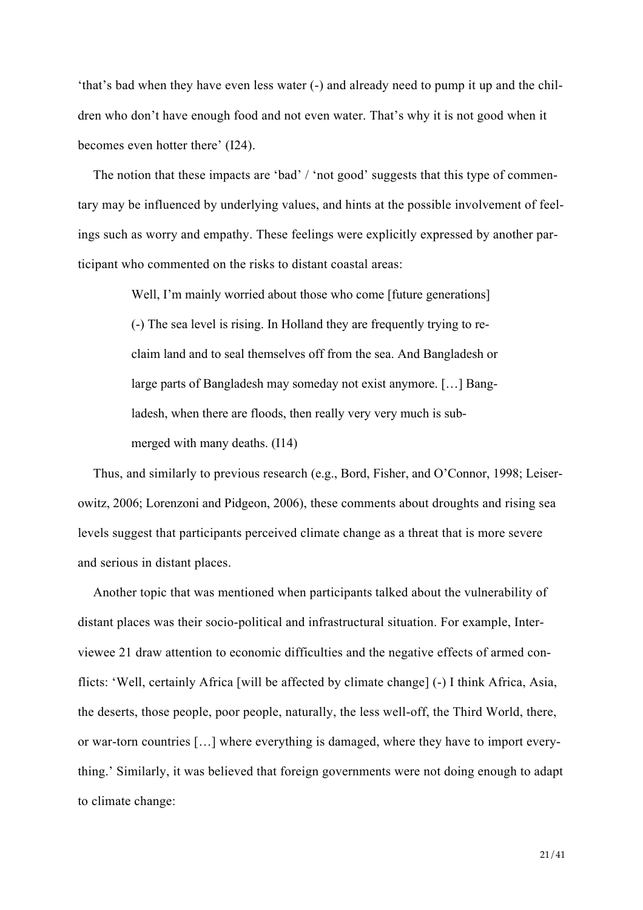'that's bad when they have even less water (-) and already need to pump it up and the children who don't have enough food and not even water. That's why it is not good when it becomes even hotter there' (I24).

The notion that these impacts are 'bad' / 'not good' suggests that this type of commentary may be influenced by underlying values, and hints at the possible involvement of feelings such as worry and empathy. These feelings were explicitly expressed by another participant who commented on the risks to distant coastal areas:

> Well, I'm mainly worried about those who come [future generations] (-) The sea level is rising. In Holland they are frequently trying to reclaim land and to seal themselves off from the sea. And Bangladesh or large parts of Bangladesh may someday not exist anymore. […] Bangladesh, when there are floods, then really very very much is submerged with many deaths. (I14)

Thus, and similarly to previous research (e.g., Bord, Fisher, and O'Connor, 1998; Leiserowitz, 2006; Lorenzoni and Pidgeon, 2006), these comments about droughts and rising sea levels suggest that participants perceived climate change as a threat that is more severe and serious in distant places.

Another topic that was mentioned when participants talked about the vulnerability of distant places was their socio-political and infrastructural situation. For example, Interviewee 21 draw attention to economic difficulties and the negative effects of armed conflicts: 'Well, certainly Africa [will be affected by climate change] (-) I think Africa, Asia, the deserts, those people, poor people, naturally, the less well-off, the Third World, there, or war-torn countries […] where everything is damaged, where they have to import everything.' Similarly, it was believed that foreign governments were not doing enough to adapt to climate change: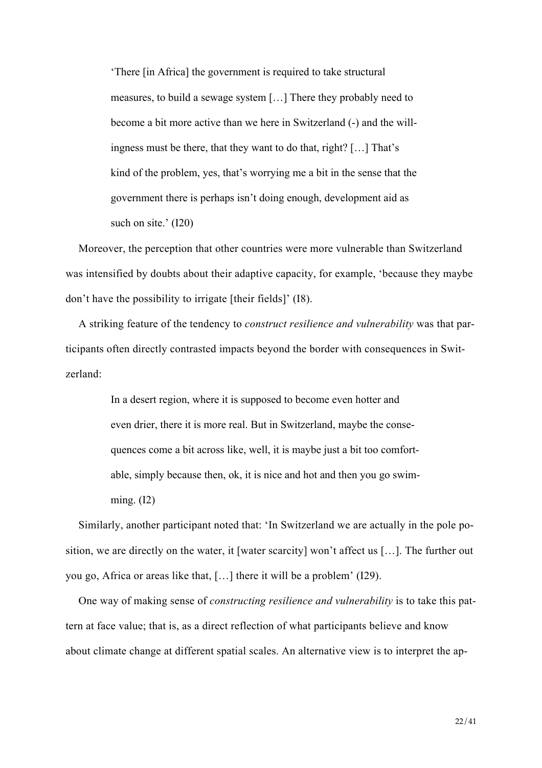> ‘There [in Africa] the government is required to take structural measures, to build a sewage system […] There they probably need to become a bit more active than we here in Switzerland (-) and the willingness must be there, that they want to do that, right? […] That’s kind of the problem, yes, that’s worrying me a bit in the sense that the government there is perhaps isn’t doing enough, development aid as such on site.’ (I20)

Moreover, the perception that other countries were more vulnerable than Switzerland was intensified by doubts about their adaptive capacity, for example, ‘because they maybe don’t have the possibility to irrigate [their fields]’ (I8).

A striking feature of the tendency to *construct resilience and vulnerability* was that participants often directly contrasted impacts beyond the border with consequences in Switzerland:

> In a desert region, where it is supposed to become even hotter and even drier, there it is more real. But in Switzerland, maybe the consequences come a bit across like, well, it is maybe just a bit too comfortable, simply because then, ok, it is nice and hot and then you go swimming. (I2)

Similarly, another participant noted that: ‘In Switzerland we are actually in the pole position, we are directly on the water, it [water scarcity] won’t affect us […]. The further out you go, Africa or areas like that, […] there it will be a problem’ (I29).

One way of making sense of *constructing resilience and vulnerability* is to take this pattern at face value; that is, as a direct reflection of what participants believe and know about climate change at different spatial scales. An alternative view is to interpret the ap-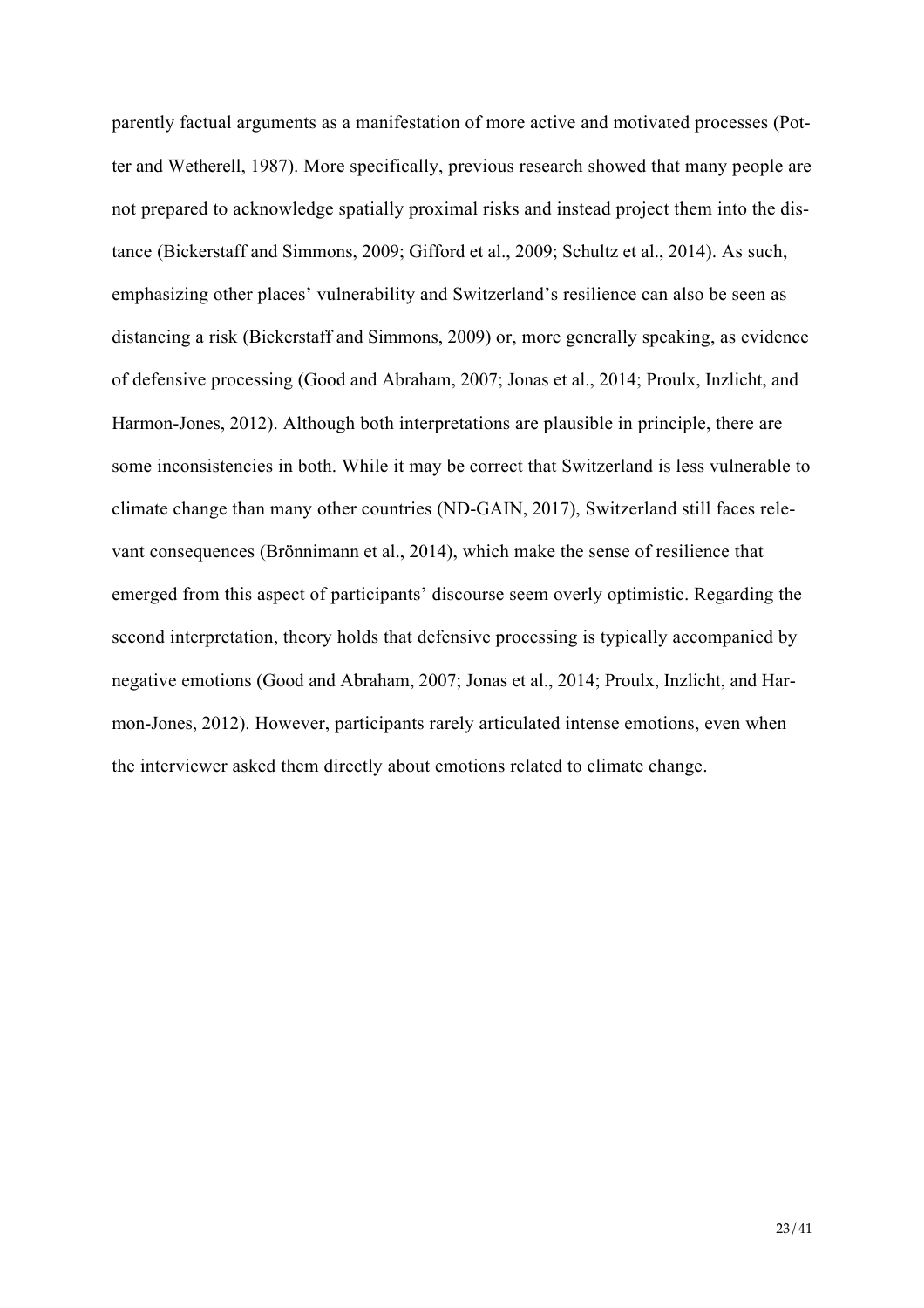parently factual arguments as a manifestation of more active and motivated processes (Potter and Wetherell, 1987). More specifically, previous research showed that many people are not prepared to acknowledge spatially proximal risks and instead project them into the distance (Bickerstaff and Simmons, 2009; Gifford et al., 2009; Schultz et al., 2014). As such, emphasizing other places' vulnerability and Switzerland's resilience can also be seen as distancing a risk (Bickerstaff and Simmons, 2009) or, more generally speaking, as evidence of defensive processing (Good and Abraham, 2007; Jonas et al., 2014; Proulx, Inzlicht, and Harmon-Jones, 2012). Although both interpretations are plausible in principle, there are some inconsistencies in both. While it may be correct that Switzerland is less vulnerable to climate change than many other countries (ND-GAIN, 2017), Switzerland still faces relevant consequences (Brönnimann et al., 2014), which make the sense of resilience that emerged from this aspect of participants' discourse seem overly optimistic. Regarding the second interpretation, theory holds that defensive processing is typically accompanied by negative emotions (Good and Abraham, 2007; Jonas et al., 2014; Proulx, Inzlicht, and Harmon-Jones, 2012). However, participants rarely articulated intense emotions, even when the interviewer asked them directly about emotions related to climate change.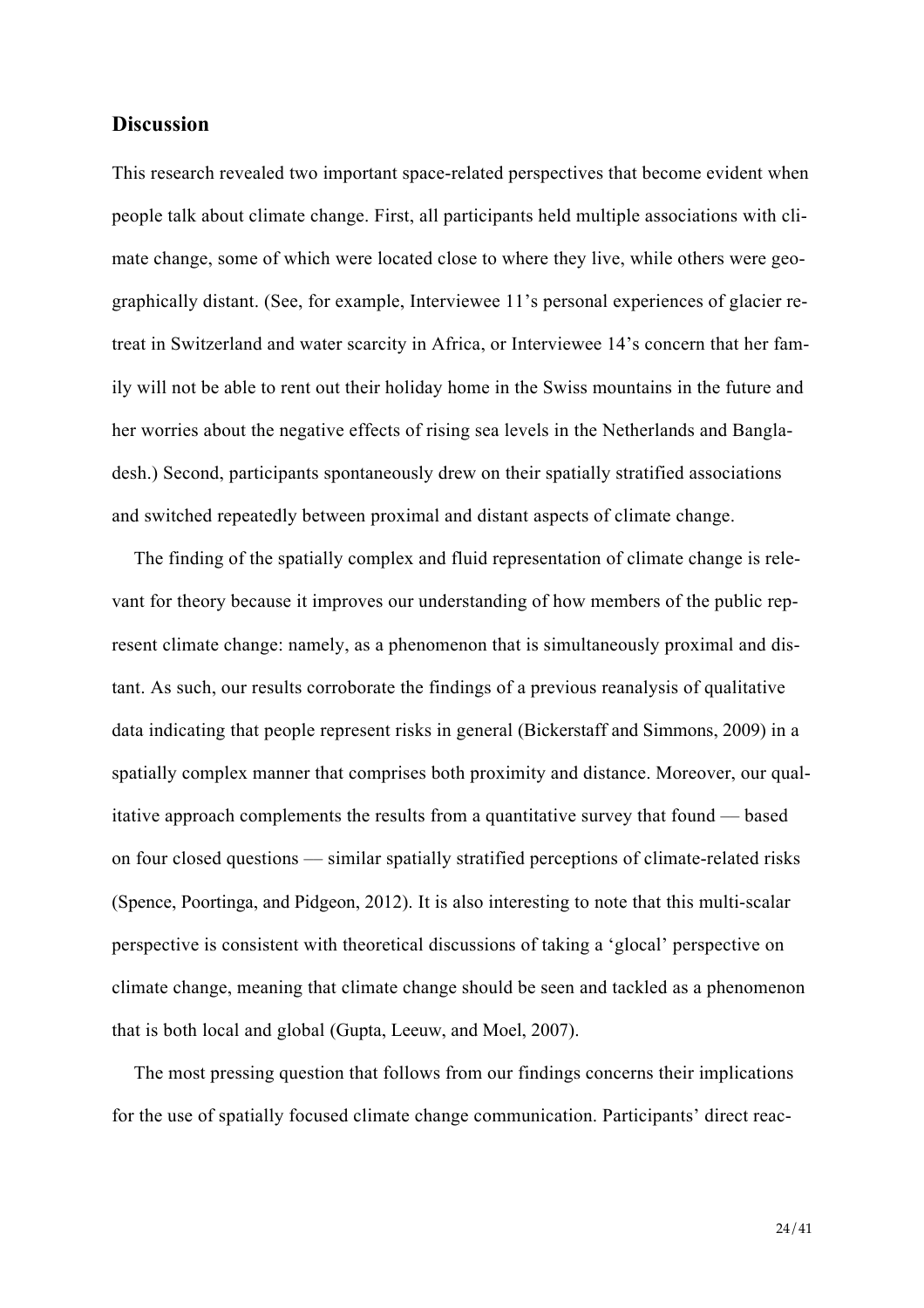## Discussion

This research revealed two important space-related perspectives that become evident when people talk about climate change. First, all participants held multiple associations with climate change, some of which were located close to where they live, while others were geographically distant. (See, for example, Interviewee 11's personal experiences of glacier retreat in Switzerland and water scarcity in Africa, or Interviewee 14's concern that her family will not be able to rent out their holiday home in the Swiss mountains in the future and her worries about the negative effects of rising sea levels in the Netherlands and Bangladesh.) Second, participants spontaneously drew on their spatially stratified associations and switched repeatedly between proximal and distant aspects of climate change.

The finding of the spatially complex and fluid representation of climate change is relevant for theory because it improves our understanding of how members of the public represent climate change: namely, as a phenomenon that is simultaneously proximal and distant. As such, our results corroborate the findings of a previous reanalysis of qualitative data indicating that people represent risks in general (Bickerstaff and Simmons, 2009) in a spatially complex manner that comprises both proximity and distance. Moreover, our qualitative approach complements the results from a quantitative survey that found — based on four closed questions — similar spatially stratified perceptions of climate-related risks (Spence, Poortinga, and Pidgeon, 2012). It is also interesting to note that this multi-scalar perspective is consistent with theoretical discussions of taking a 'glocal' perspective on climate change, meaning that climate change should be seen and tackled as a phenomenon that is both local and global (Gupta, Leeuw, and Moel, 2007).

The most pressing question that follows from our findings concerns their implications for the use of spatially focused climate change communication. Participants' direct reac-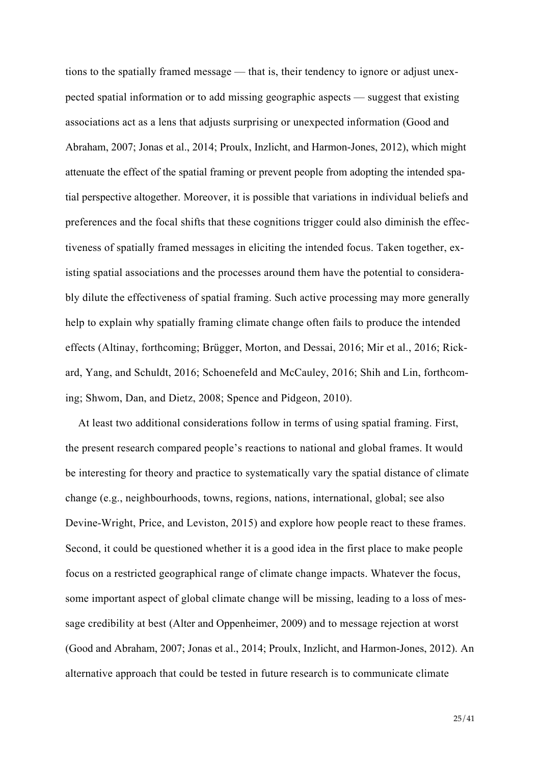tions to the spatially framed message — that is, their tendency to ignore or adjust unexpected spatial information or to add missing geographic aspects — suggest that existing associations act as a lens that adjusts surprising or unexpected information (Good and Abraham, 2007; Jonas et al., 2014; Proulx, Inzlicht, and Harmon-Jones, 2012), which might attenuate the effect of the spatial framing or prevent people from adopting the intended spatial perspective altogether. Moreover, it is possible that variations in individual beliefs and preferences and the focal shifts that these cognitions trigger could also diminish the effectiveness of spatially framed messages in eliciting the intended focus. Taken together, existing spatial associations and the processes around them have the potential to considerably dilute the effectiveness of spatial framing. Such active processing may more generally help to explain why spatially framing climate change often fails to produce the intended effects (Altinay, forthcoming; Brügger, Morton, and Dessai, 2016; Mir et al., 2016; Rickard, Yang, and Schuldt, 2016; Schoenefeld and McCauley, 2016; Shih and Lin, forthcoming; Shwom, Dan, and Dietz, 2008; Spence and Pidgeon, 2010).

At least two additional considerations follow in terms of using spatial framing. First, the present research compared people's reactions to national and global frames. It would be interesting for theory and practice to systematically vary the spatial distance of climate change (e.g., neighbourhoods, towns, regions, nations, international, global; see also Devine-Wright, Price, and Leviston, 2015) and explore how people react to these frames. Second, it could be questioned whether it is a good idea in the first place to make people focus on a restricted geographical range of climate change impacts. Whatever the focus, some important aspect of global climate change will be missing, leading to a loss of message credibility at best (Alter and Oppenheimer, 2009) and to message rejection at worst (Good and Abraham, 2007; Jonas et al., 2014; Proulx, Inzlicht, and Harmon-Jones, 2012). An alternative approach that could be tested in future research is to communicate climate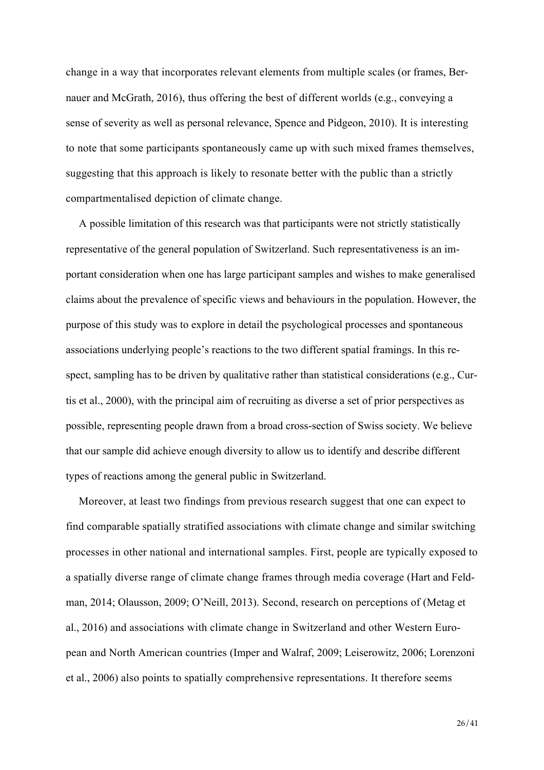change in a way that incorporates relevant elements from multiple scales (or frames, Bernauer and McGrath, 2016), thus offering the best of different worlds (e.g., conveying a sense of severity as well as personal relevance, Spence and Pidgeon, 2010). It is interesting to note that some participants spontaneously came up with such mixed frames themselves, suggesting that this approach is likely to resonate better with the public than a strictly compartmentalised depiction of climate change.

A possible limitation of this research was that participants were not strictly statistically representative of the general population of Switzerland. Such representativeness is an important consideration when one has large participant samples and wishes to make generalised claims about the prevalence of specific views and behaviours in the population. However, the purpose of this study was to explore in detail the psychological processes and spontaneous associations underlying people's reactions to the two different spatial framings. In this respect, sampling has to be driven by qualitative rather than statistical considerations (e.g., Curtis et al., 2000), with the principal aim of recruiting as diverse a set of prior perspectives as possible, representing people drawn from a broad cross-section of Swiss society. We believe that our sample did achieve enough diversity to allow us to identify and describe different types of reactions among the general public in Switzerland.

Moreover, at least two findings from previous research suggest that one can expect to find comparable spatially stratified associations with climate change and similar switching processes in other national and international samples. First, people are typically exposed to a spatially diverse range of climate change frames through media coverage (Hart and Feldman, 2014; Olausson, 2009; O'Neill, 2013). Second, research on perceptions of (Metag et al., 2016) and associations with climate change in Switzerland and other Western European and North American countries (Imper and Walraf, 2009; Leiserowitz, 2006; Lorenzoni et al., 2006) also points to spatially comprehensive representations. It therefore seems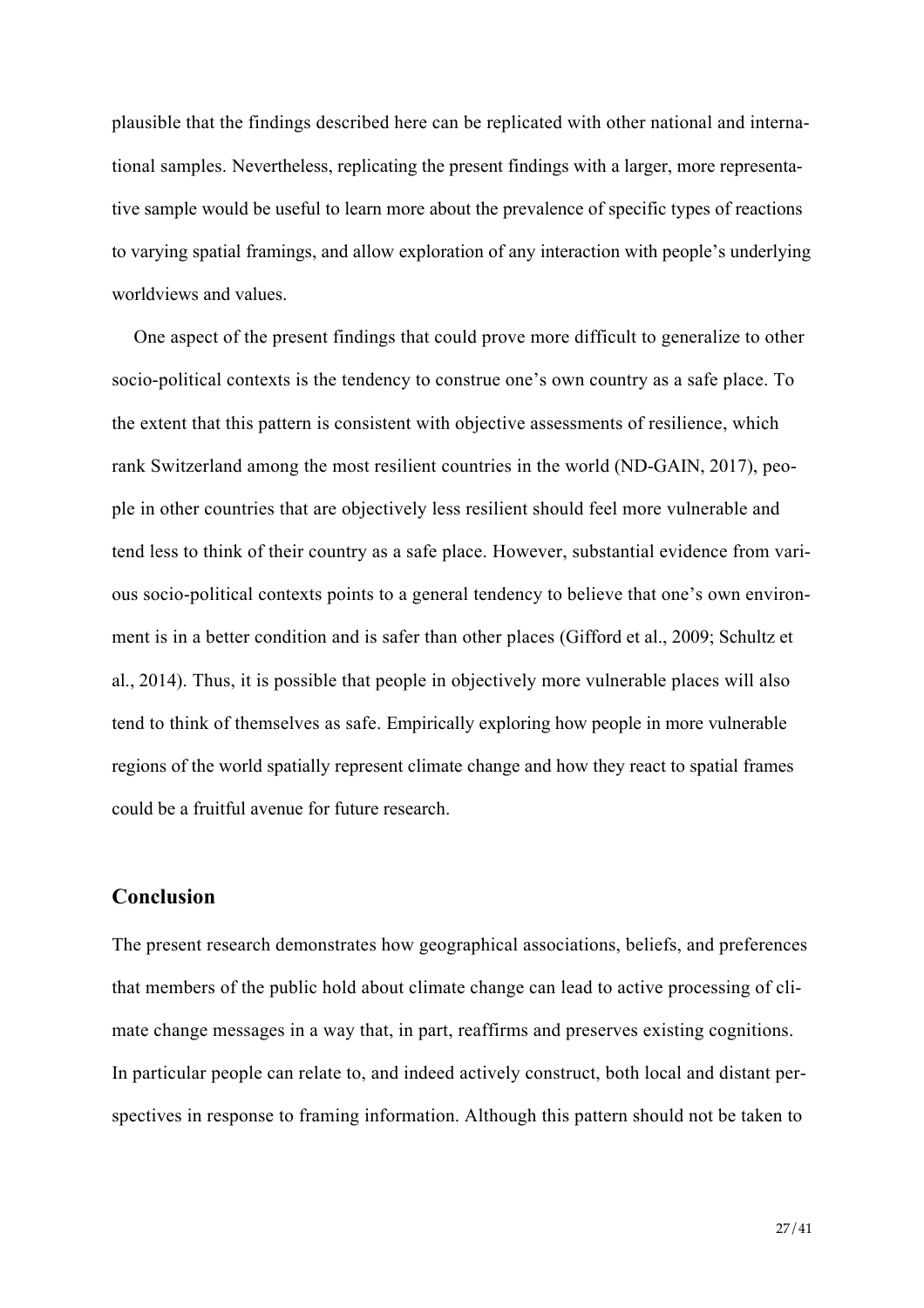plausible that the findings described here can be replicated with other national and international samples. Nevertheless, replicating the present findings with a larger, more representative sample would be useful to learn more about the prevalence of specific types of reactions to varying spatial framings, and allow exploration of any interaction with people's underlying worldviews and values.

One aspect of the present findings that could prove more difficult to generalize to other socio-political contexts is the tendency to construe one's own country as a safe place. To the extent that this pattern is consistent with objective assessments of resilience, which rank Switzerland among the most resilient countries in the world (ND-GAIN, 2017), people in other countries that are objectively less resilient should feel more vulnerable and tend less to think of their country as a safe place. However, substantial evidence from various socio-political contexts points to a general tendency to believe that one's own environment is in a better condition and is safer than other places (Gifford et al., 2009; Schultz et al., 2014). Thus, it is possible that people in objectively more vulnerable places will also tend to think of themselves as safe. Empirically exploring how people in more vulnerable regions of the world spatially represent climate change and how they react to spatial frames could be a fruitful avenue for future research.

## Conclusion

The present research demonstrates how geographical associations, beliefs, and preferences that members of the public hold about climate change can lead to active processing of climate change messages in a way that, in part, reaffirms and preserves existing cognitions. In particular people can relate to, and indeed actively construct, both local and distant perspectives in response to framing information. Although this pattern should not be taken to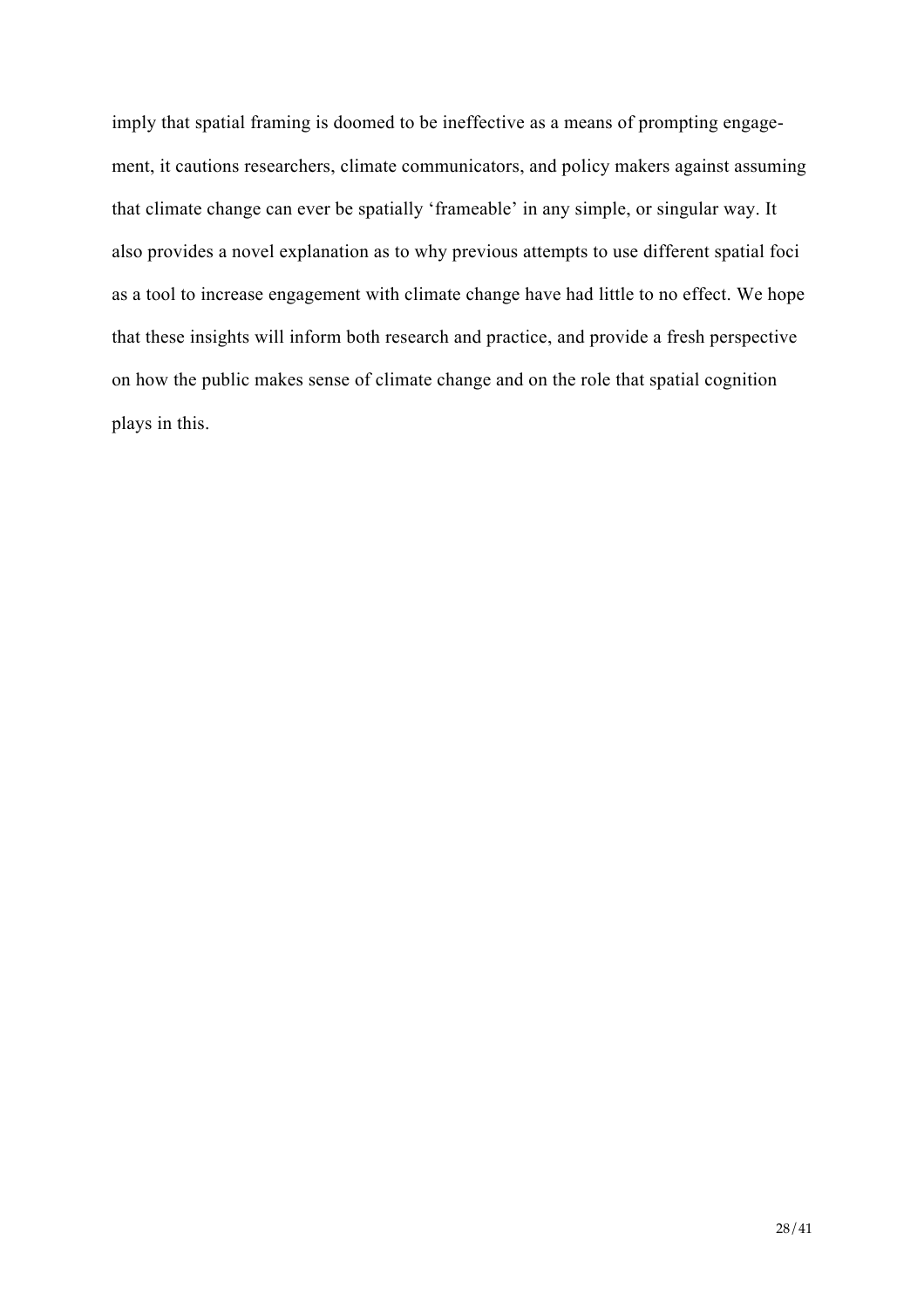imply that spatial framing is doomed to be ineffective as a means of prompting engagement, it cautions researchers, climate communicators, and policy makers against assuming that climate change can ever be spatially 'frameable' in any simple, or singular way. It also provides a novel explanation as to why previous attempts to use different spatial foci as a tool to increase engagement with climate change have had little to no effect. We hope that these insights will inform both research and practice, and provide a fresh perspective on how the public makes sense of climate change and on the role that spatial cognition plays in this.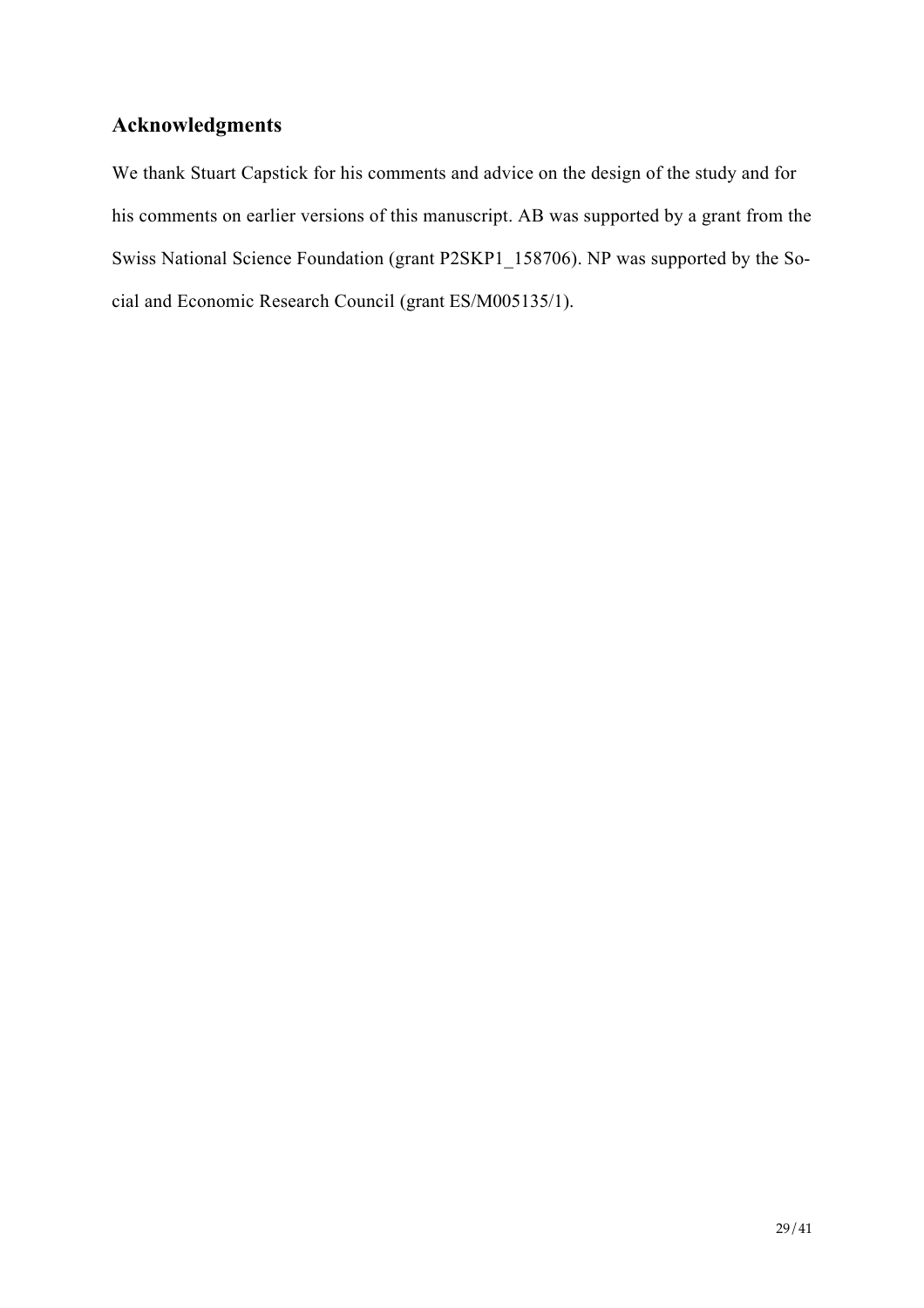## Acknowledgments

We thank Stuart Capstick for his comments and advice on the design of the study and for his comments on earlier versions of this manuscript. AB was supported by a grant from the Swiss National Science Foundation (grant P2SKP1_158706). NP was supported by the Social and Economic Research Council (grant ES/M005135/1).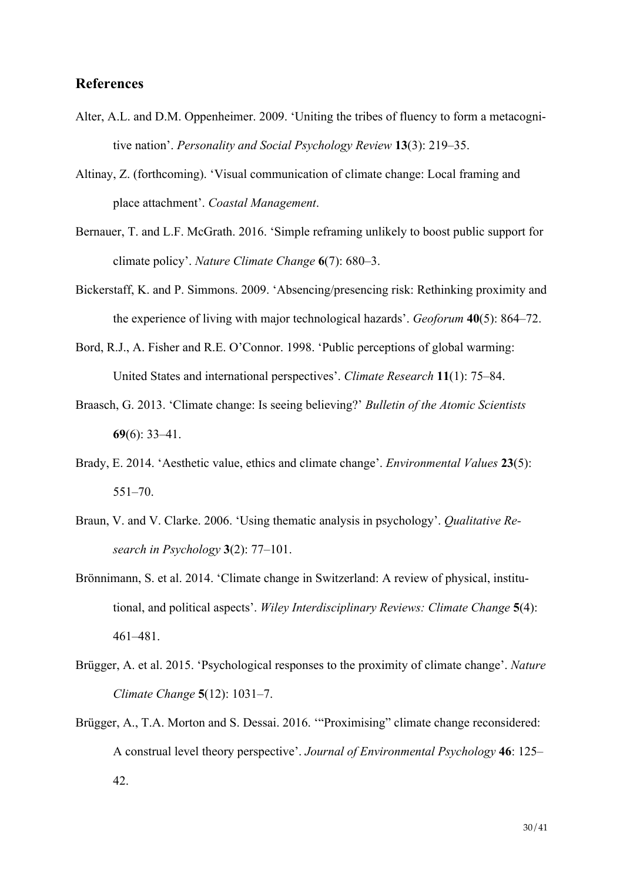## References

Alter, A.L. and D.M. Oppenheimer. 2009. 'Uniting the tribes of fluency to form a metacognitive nation'. *Personality and Social Psychology Review* **13**(3): 219–35.

Altinay, Z. (forthcoming). 'Visual communication of climate change: Local framing and place attachment'. *Coastal Management*.

Bernauer, T. and L.F. McGrath. 2016. 'Simple reframing unlikely to boost public support for climate policy'. *Nature Climate Change* **6**(7): 680–3.

Bickerstaff, K. and P. Simmons. 2009. 'Absencing/presencing risk: Rethinking proximity and the experience of living with major technological hazards'. *Geoforum* **40**(5): 864–72.

Bord, R.J., A. Fisher and R.E. O'Connor. 1998. 'Public perceptions of global warming: United States and international perspectives'. *Climate Research* **11**(1): 75–84.

Braasch, G. 2013. 'Climate change: Is seeing believing?' *Bulletin of the Atomic Scientists* **69**(6): 33–41.

Brady, E. 2014. 'Aesthetic value, ethics and climate change'. *Environmental Values* **23**(5): 551–70.

Braun, V. and V. Clarke. 2006. 'Using thematic analysis in psychology'. *Qualitative Research in Psychology* **3**(2): 77–101.

Brönnimann, S. et al. 2014. 'Climate change in Switzerland: A review of physical, institutional, and political aspects'. *Wiley Interdisciplinary Reviews: Climate Change* **5**(4): 461–481.

Brügger, A. et al. 2015. 'Psychological responses to the proximity of climate change'. *Nature Climate Change* **5**(12): 1031–7.

Brügger, A., T.A. Morton and S. Dessai. 2016. '"Proximising" climate change reconsidered: A construal level theory perspective'. *Journal of Environmental Psychology* **46**: 125–42.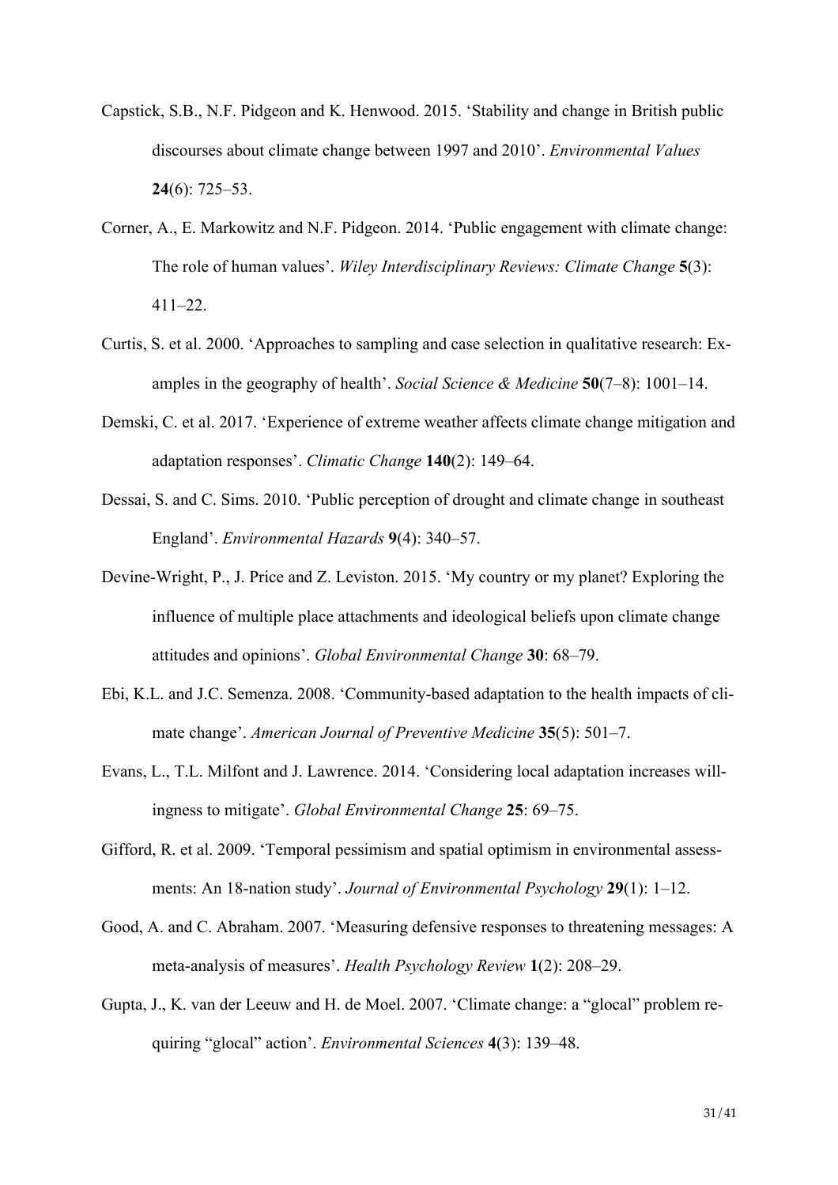Capstick, S.B., N.F. Pidgeon and K. Henwood. 2015. 'Stability and change in British public discourses about climate change between 1997 and 2010'. *Environmental Values* **24**(6): 725–53.

Corner, A., E. Markowitz and N.F. Pidgeon. 2014. 'Public engagement with climate change: The role of human values'. *Wiley Interdisciplinary Reviews: Climate Change* **5**(3): 411–22.

Curtis, S. et al. 2000. 'Approaches to sampling and case selection in qualitative research: Examples in the geography of health'. *Social Science & Medicine* **50**(7–8): 1001–14.

Demski, C. et al. 2017. 'Experience of extreme weather affects climate change mitigation and adaptation responses'. *Climatic Change* **140**(2): 149–64.

Dessai, S. and C. Sims. 2010. 'Public perception of drought and climate change in southeast England'. *Environmental Hazards* **9**(4): 340–57.

Devine-Wright, P., J. Price and Z. Leviston. 2015. 'My country or my planet? Exploring the influence of multiple place attachments and ideological beliefs upon climate change attitudes and opinions'. *Global Environmental Change* **30**: 68–79.

Ebi, K.L. and J.C. Semenza. 2008. 'Community-based adaptation to the health impacts of climate change'. *American Journal of Preventive Medicine* **35**(5): 501–7.

Evans, L., T.L. Milfont and J. Lawrence. 2014. 'Considering local adaptation increases willingness to mitigate'. *Global Environmental Change* **25**: 69–75.

Gifford, R. et al. 2009. 'Temporal pessimism and spatial optimism in environmental assessments: An 18-nation study'. *Journal of Environmental Psychology* **29**(1): 1–12.

Good, A. and C. Abraham. 2007. 'Measuring defensive responses to threatening messages: A meta-analysis of measures'. *Health Psychology Review* **1**(2): 208–29.

Gupta, J., K. van der Leeuw and H. de Moel. 2007. 'Climate change: a "glocal" problem requiring "glocal" action'. *Environmental Sciences* **4**(3): 139–48.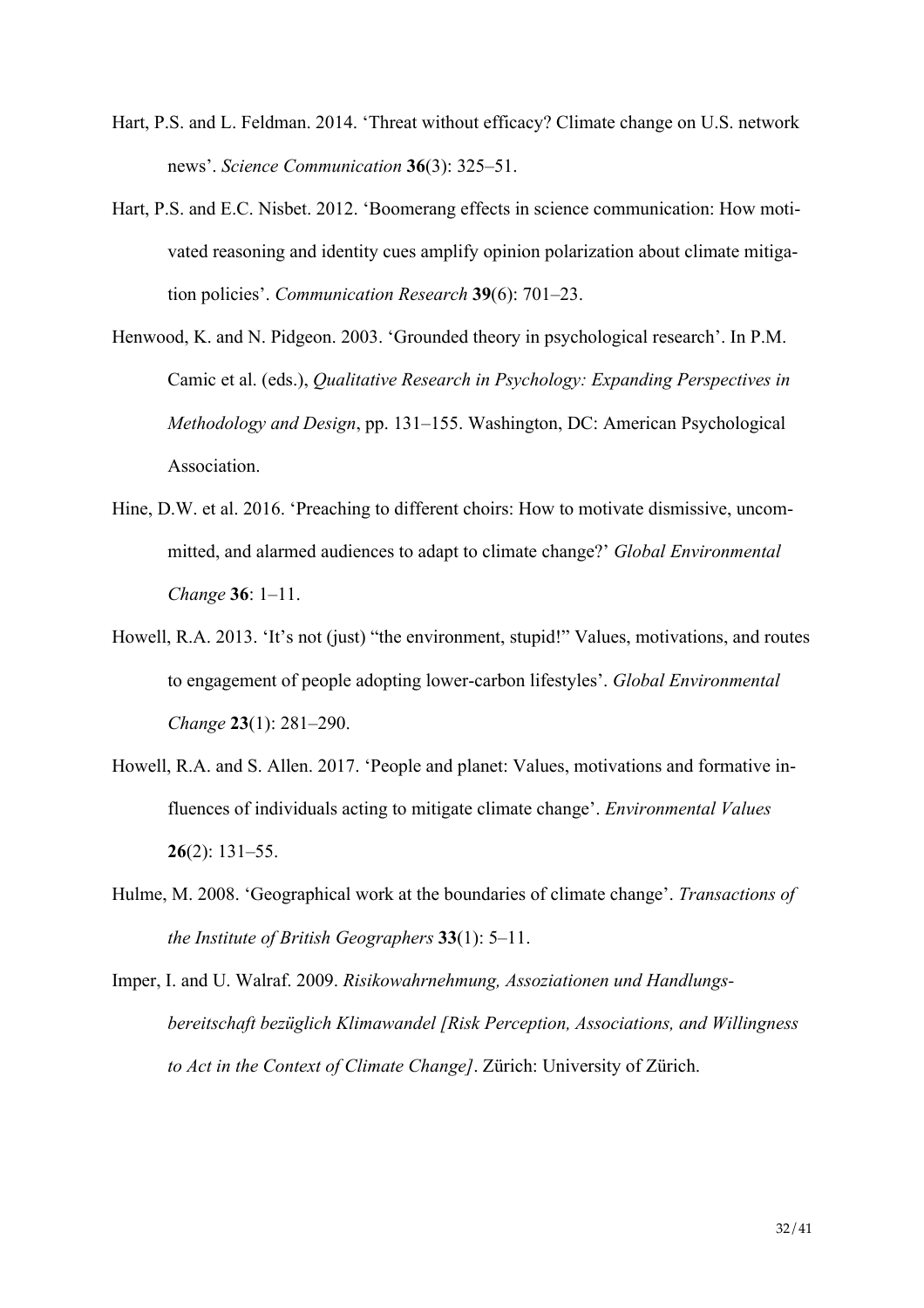Hart, P.S. and L. Feldman. 2014. 'Threat without efficacy? Climate change on U.S. network news'. *Science Communication* **36**(3): 325–51.

Hart, P.S. and E.C. Nisbet. 2012. 'Boomerang effects in science communication: How motivated reasoning and identity cues amplify opinion polarization about climate mitigation policies'. *Communication Research* **39**(6): 701–23.

Henwood, K. and N. Pidgeon. 2003. 'Grounded theory in psychological research'. In P.M. Camic et al. (eds.), *Qualitative Research in Psychology: Expanding Perspectives in Methodology and Design*, pp. 131–155. Washington, DC: American Psychological Association.

Hine, D.W. et al. 2016. 'Preaching to different choirs: How to motivate dismissive, uncommitted, and alarmed audiences to adapt to climate change?' *Global Environmental Change* **36**: 1–11.

Howell, R.A. 2013. 'It's not (just) "the environment, stupid!" Values, motivations, and routes to engagement of people adopting lower-carbon lifestyles'. *Global Environmental Change* **23**(1): 281–290.

Howell, R.A. and S. Allen. 2017. 'People and planet: Values, motivations and formative influences of individuals acting to mitigate climate change'. *Environmental Values* **26**(2): 131–55.

Hulme, M. 2008. 'Geographical work at the boundaries of climate change'. *Transactions of the Institute of British Geographers* **33**(1): 5–11.

Imper, I. and U. Walraf. 2009. *Risikowahrnehmung, Assoziationen und Handlungsbereitschaft bezüglich Klimawandel [Risk Perception, Associations, and Willingness to Act in the Context of Climate Change]*. Zürich: University of Zürich.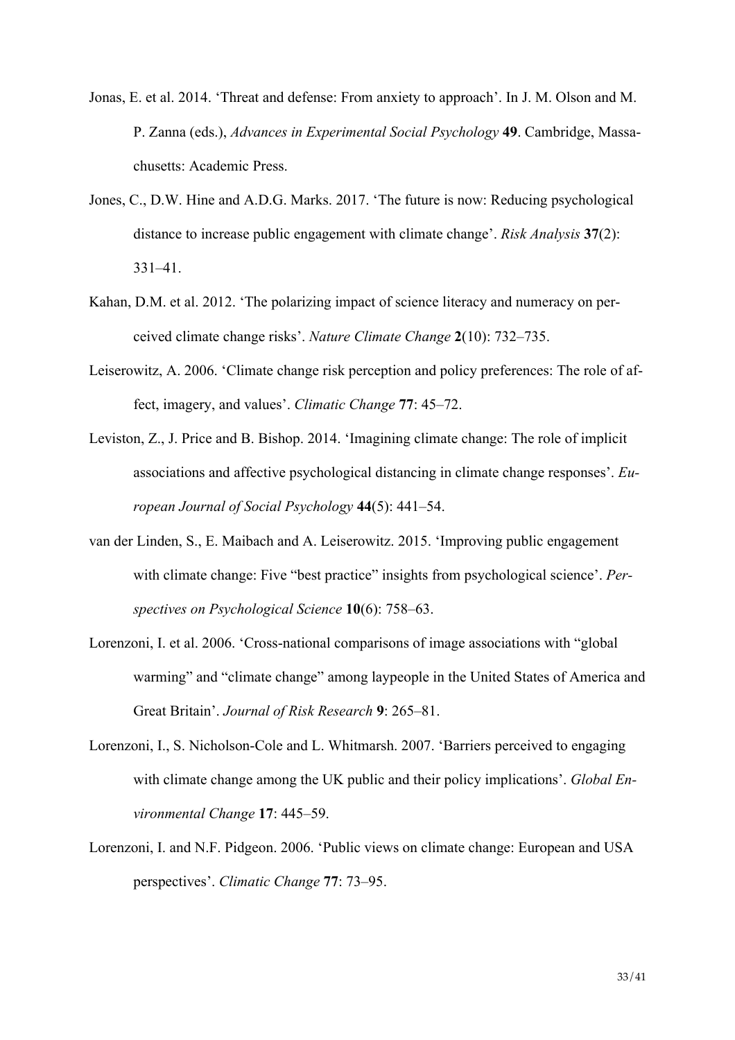Jonas, E. et al. 2014. 'Threat and defense: From anxiety to approach'. In J. M. Olson and M. P. Zanna (eds.), *Advances in Experimental Social Psychology* **49**. Cambridge, Massachusetts: Academic Press.

Jones, C., D.W. Hine and A.D.G. Marks. 2017. 'The future is now: Reducing psychological distance to increase public engagement with climate change'. *Risk Analysis* **37**(2): 331–41.

Kahan, D.M. et al. 2012. 'The polarizing impact of science literacy and numeracy on perceived climate change risks'. *Nature Climate Change* **2**(10): 732–735.

Leiserowitz, A. 2006. 'Climate change risk perception and policy preferences: The role of affect, imagery, and values'. *Climatic Change* **77**: 45–72.

Leviston, Z., J. Price and B. Bishop. 2014. 'Imagining climate change: The role of implicit associations and affective psychological distancing in climate change responses'. *European Journal of Social Psychology* **44**(5): 441–54.

van der Linden, S., E. Maibach and A. Leiserowitz. 2015. 'Improving public engagement with climate change: Five "best practice" insights from psychological science'. *Perspectives on Psychological Science* **10**(6): 758–63.

Lorenzoni, I. et al. 2006. 'Cross-national comparisons of image associations with "global warming" and "climate change" among laypeople in the United States of America and Great Britain'. *Journal of Risk Research* **9**: 265–81.

Lorenzoni, I., S. Nicholson-Cole and L. Whitmarsh. 2007. 'Barriers perceived to engaging with climate change among the UK public and their policy implications'. *Global Environmental Change* **17**: 445–59.

Lorenzoni, I. and N.F. Pidgeon. 2006. 'Public views on climate change: European and USA perspectives'. *Climatic Change* **77**: 73–95.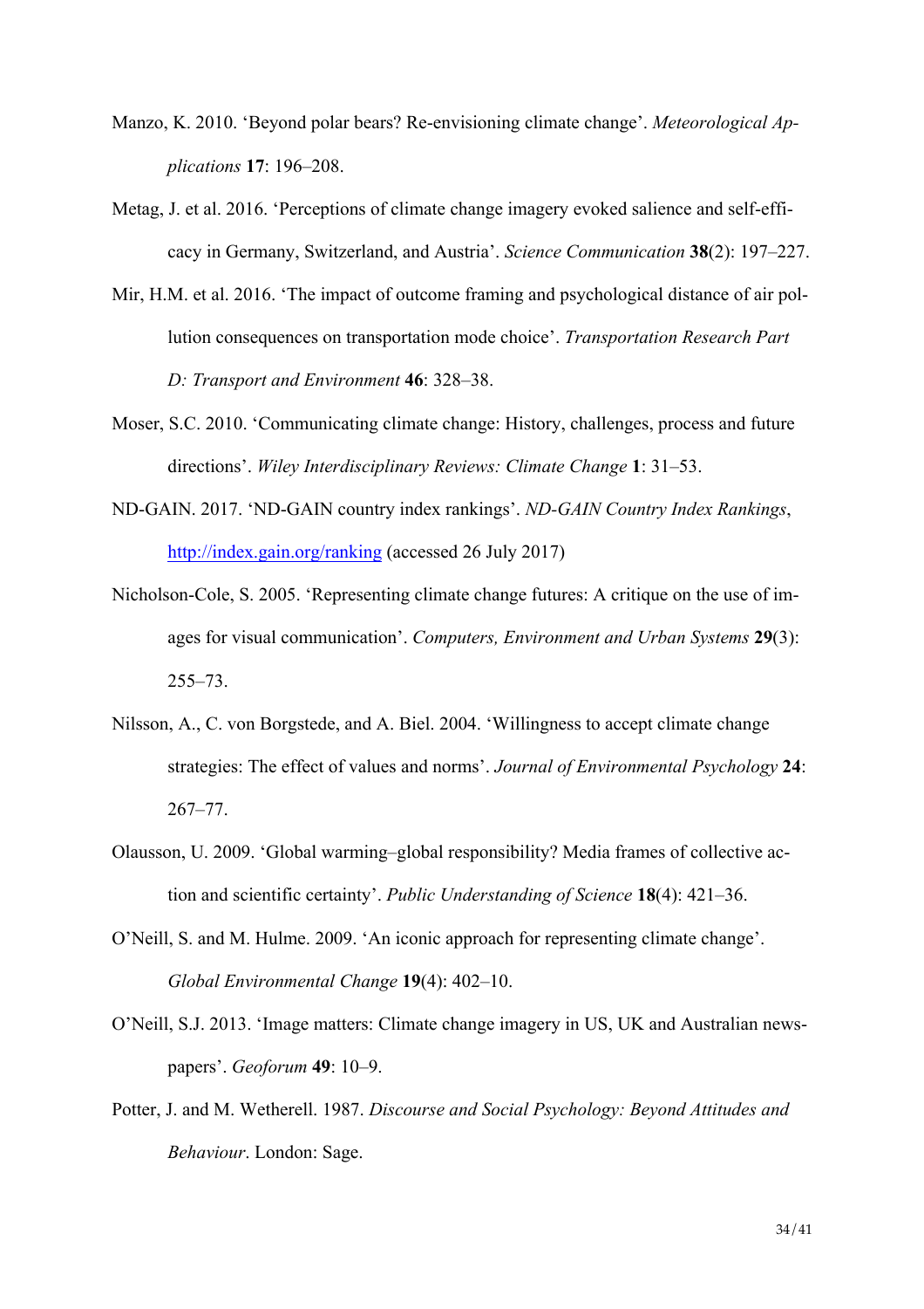Manzo, K. 2010. 'Beyond polar bears? Re-envisioning climate change'. *Meteorological Applications* **17**: 196–208.

Metag, J. et al. 2016. 'Perceptions of climate change imagery evoked salience and self-efficacy in Germany, Switzerland, and Austria'. *Science Communication* **38**(2): 197–227.

Mir, H.M. et al. 2016. 'The impact of outcome framing and psychological distance of air pollution consequences on transportation mode choice'. *Transportation Research Part D: Transport and Environment* **46**: 328–38.

Moser, S.C. 2010. 'Communicating climate change: History, challenges, process and future directions'. *Wiley Interdisciplinary Reviews: Climate Change* **1**: 31–53.

ND-GAIN. 2017. 'ND-GAIN country index rankings'. *ND-GAIN Country Index Rankings*, http://index.gain.org/ranking (accessed 26 July 2017)

Nicholson-Cole, S. 2005. 'Representing climate change futures: A critique on the use of images for visual communication'. *Computers, Environment and Urban Systems* **29**(3): 255–73.

Nilsson, A., C. von Borgstede, and A. Biel. 2004. 'Willingness to accept climate change strategies: The effect of values and norms'. *Journal of Environmental Psychology* **24**: 267–77.

Olausson, U. 2009. 'Global warming–global responsibility? Media frames of collective action and scientific certainty'. *Public Understanding of Science* **18**(4): 421–36.

O'Neill, S. and M. Hulme. 2009. 'An iconic approach for representing climate change'. *Global Environmental Change* **19**(4): 402–10.

O'Neill, S.J. 2013. 'Image matters: Climate change imagery in US, UK and Australian newspapers'. *Geoforum* **49**: 10–9.

Potter, J. and M. Wetherell. 1987. *Discourse and Social Psychology: Beyond Attitudes and Behaviour*. London: Sage.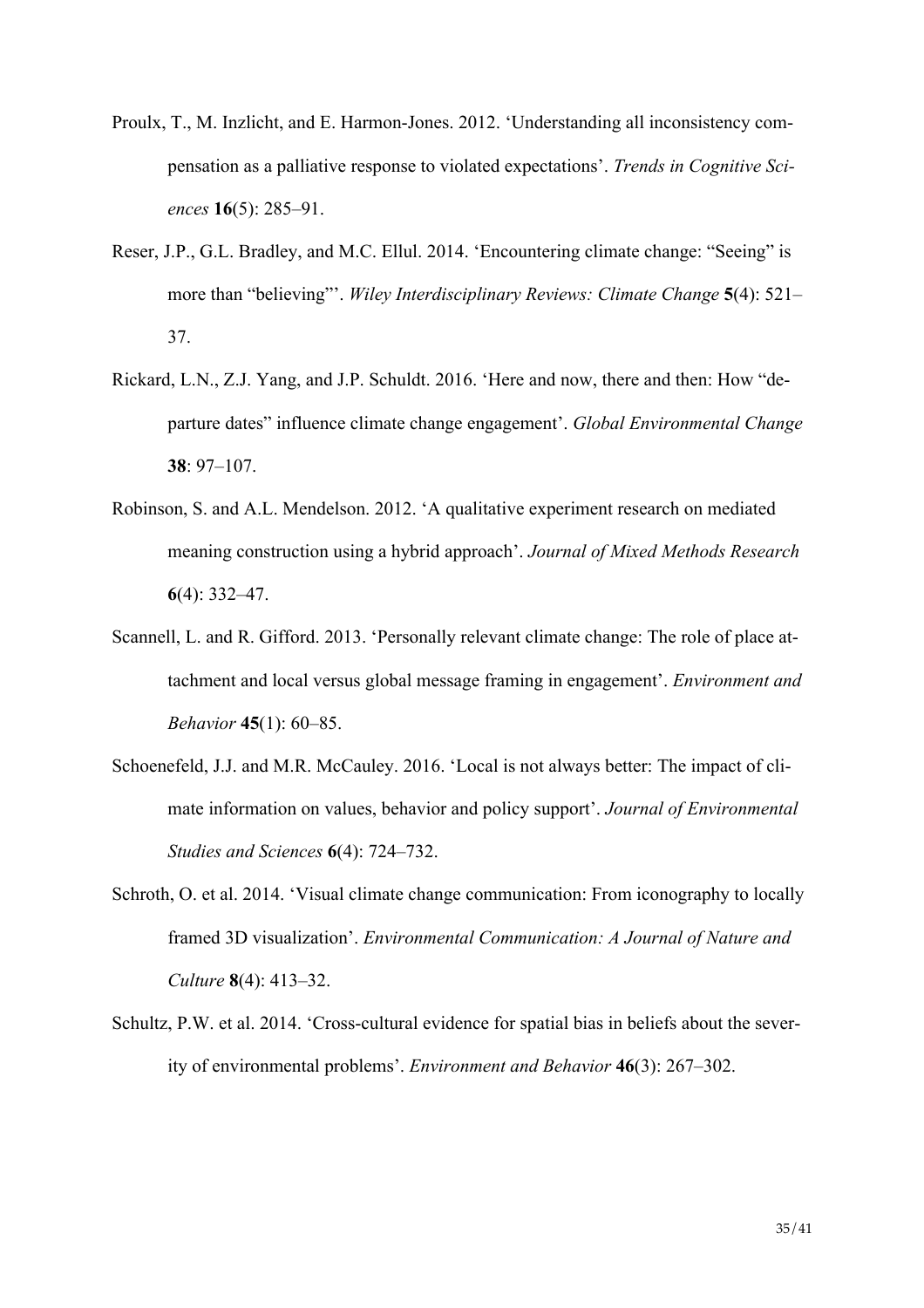Proulx, T., M. Inzlicht, and E. Harmon-Jones. 2012. 'Understanding all inconsistency compensation as a palliative response to violated expectations'. *Trends in Cognitive Sciences* **16**(5): 285–91.

Reser, J.P., G.L. Bradley, and M.C. Ellul. 2014. 'Encountering climate change: "Seeing" is more than "believing"'. *Wiley Interdisciplinary Reviews: Climate Change* **5**(4): 521–37.

Rickard, L.N., Z.J. Yang, and J.P. Schuldt. 2016. 'Here and now, there and then: How "departure dates" influence climate change engagement'. *Global Environmental Change* **38**: 97–107.

Robinson, S. and A.L. Mendelson. 2012. 'A qualitative experiment research on mediated meaning construction using a hybrid approach'. *Journal of Mixed Methods Research* **6**(4): 332–47.

Scannell, L. and R. Gifford. 2013. 'Personally relevant climate change: The role of place attachment and local versus global message framing in engagement'. *Environment and Behavior* **45**(1): 60–85.

Schoenefeld, J.J. and M.R. McCauley. 2016. 'Local is not always better: The impact of climate information on values, behavior and policy support'. *Journal of Environmental Studies and Sciences* **6**(4): 724–732.

Schroth, O. et al. 2014. 'Visual climate change communication: From iconography to locally framed 3D visualization'. *Environmental Communication: A Journal of Nature and Culture* **8**(4): 413–32.

Schultz, P.W. et al. 2014. 'Cross-cultural evidence for spatial bias in beliefs about the severity of environmental problems'. *Environment and Behavior* **46**(3): 267–302.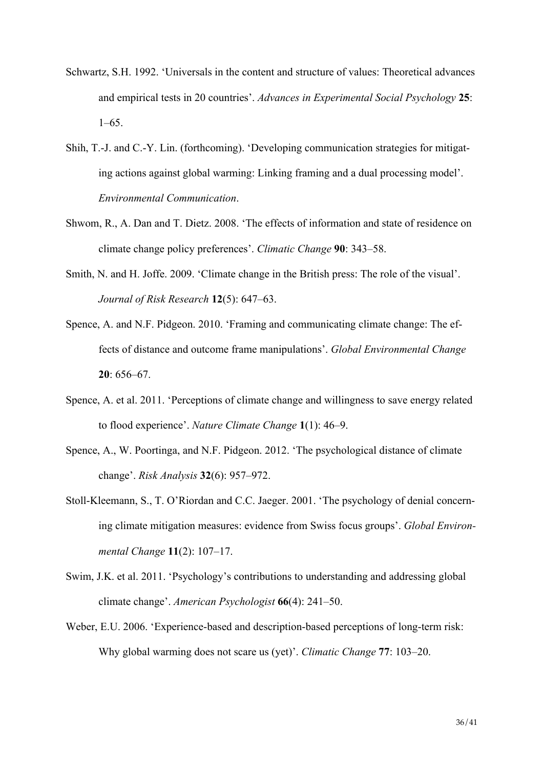Schwartz, S.H. 1992. 'Universals in the content and structure of values: Theoretical advances and empirical tests in 20 countries'. *Advances in Experimental Social Psychology* **25**: 1–65.

Shih, T.-J. and C.-Y. Lin. (forthcoming). 'Developing communication strategies for mitigating actions against global warming: Linking framing and a dual processing model'. *Environmental Communication*.

Shwom, R., A. Dan and T. Dietz. 2008. 'The effects of information and state of residence on climate change policy preferences'. *Climatic Change* **90**: 343–58.

Smith, N. and H. Joffe. 2009. 'Climate change in the British press: The role of the visual'. *Journal of Risk Research* **12**(5): 647–63.

Spence, A. and N.F. Pidgeon. 2010. 'Framing and communicating climate change: The effects of distance and outcome frame manipulations'. *Global Environmental Change* **20**: 656–67.

Spence, A. et al. 2011. 'Perceptions of climate change and willingness to save energy related to flood experience'. *Nature Climate Change* **1**(1): 46–9.

Spence, A., W. Poortinga, and N.F. Pidgeon. 2012. 'The psychological distance of climate change'. *Risk Analysis* **32**(6): 957–972.

Stoll-Kleemann, S., T. O'Riordan and C.C. Jaeger. 2001. 'The psychology of denial concerning climate mitigation measures: evidence from Swiss focus groups'. *Global Environmental Change* **11**(2): 107–17.

Swim, J.K. et al. 2011. 'Psychology's contributions to understanding and addressing global climate change'. *American Psychologist* **66**(4): 241–50.

Weber, E.U. 2006. 'Experience-based and description-based perceptions of long-term risk: Why global warming does not scare us (yet)'. *Climatic Change* **77**: 103–20.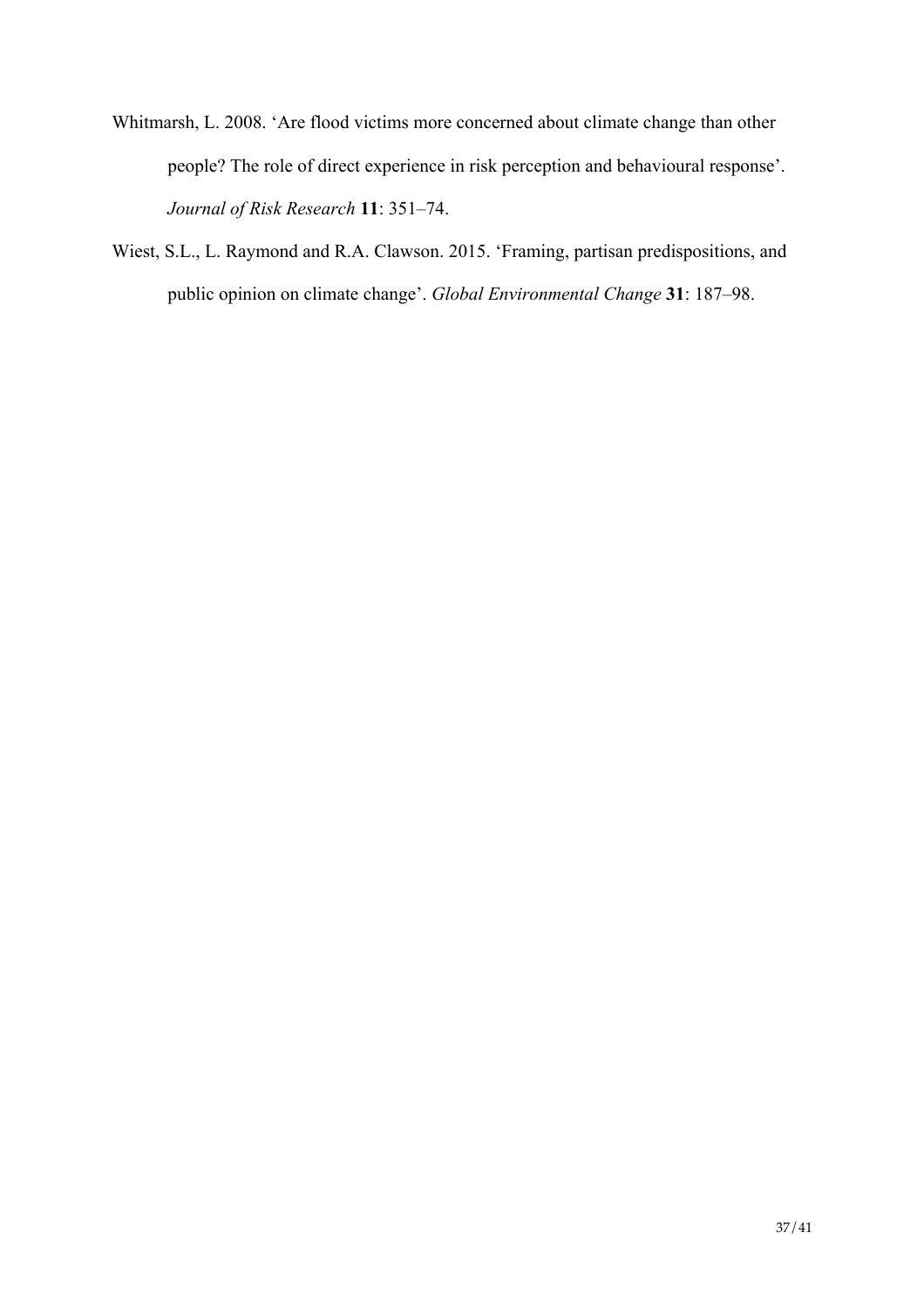Whitmarsh, L. 2008. 'Are flood victims more concerned about climate change than other people? The role of direct experience in risk perception and behavioural response'. *Journal of Risk Research* **11**: 351–74.

Wiest, S.L., L. Raymond and R.A. Clawson. 2015. 'Framing, partisan predispositions, and public opinion on climate change'. *Global Environmental Change* **31**: 187–98.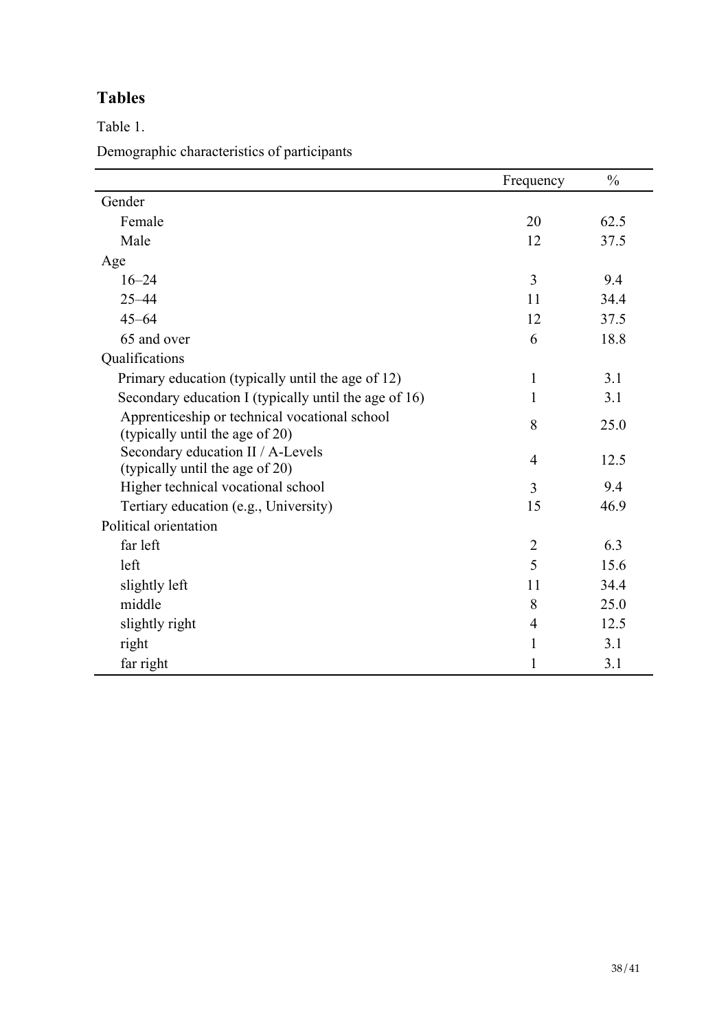## Tables

Table 1.

Demographic characteristics of participants

| | Frequency | % |
|---|---|---|
| Gender | | |
| Female | 20 | 62.5 |
| Male | 12 | 37.5 |
| Age | | |
| 16–24 | 3 | 9.4 |
| 25–44 | 11 | 34.4 |
| 45–64 | 12 | 37.5 |
| 65 and over | 6 | 18.8 |
| Qualifications | | |
| Primary education (typically until the age of 12) | 1 | 3.1 |
| Secondary education I (typically until the age of 16) | 1 | 3.1 |
| Apprenticeship or technical vocational school (typically until the age of 20) | 8 | 25.0 |
| Secondary education II / A-Levels (typically until the age of 20) | 4 | 12.5 |
| Higher technical vocational school | 3 | 9.4 |
| Tertiary education (e.g., University) | 15 | 46.9 |
| Political orientation | | |
| far left | 2 | 6.3 |
| left | 5 | 15.6 |
| slightly left | 11 | 34.4 |
| middle | 8 | 25.0 |
| slightly right | 4 | 12.5 |
| right | 1 | 3.1 |
| far right | 1 | 3.1 |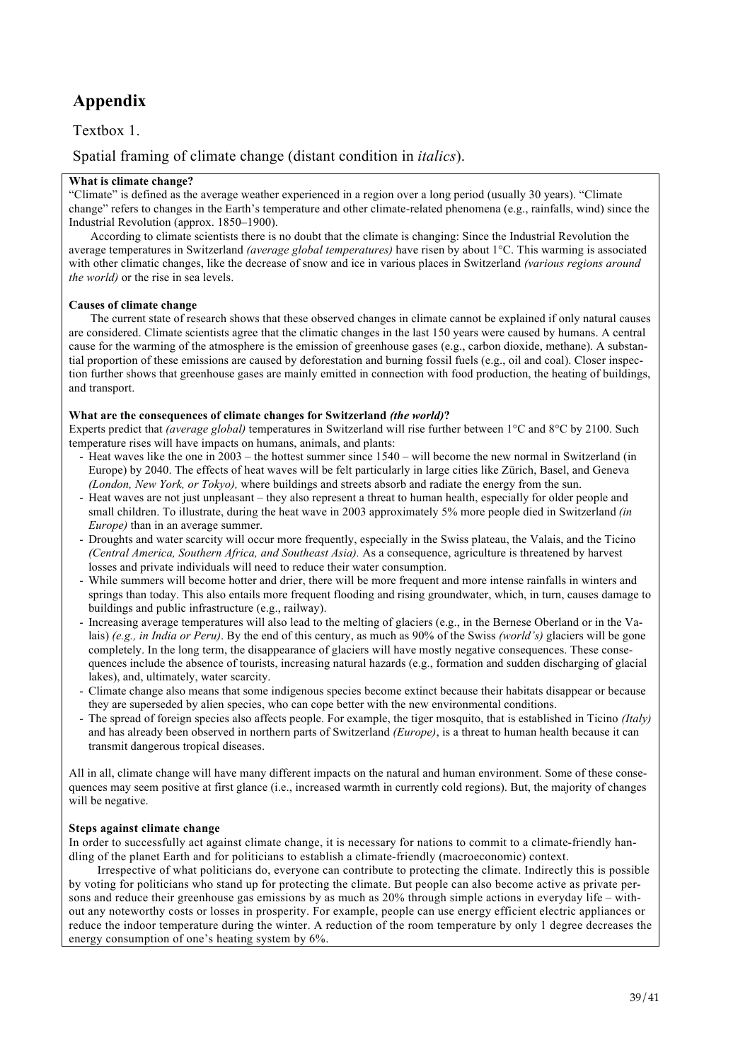# Appendix

Textbox 1.

Spatial framing of climate change (distant condition in *italics*).

**What is climate change?**

"Climate" is defined as the average weather experienced in a region over a long period (usually 30 years). "Climate change" refers to changes in the Earth's temperature and other climate-related phenomena (e.g., rainfalls, wind) since the Industrial Revolution (approx. 1850–1900).

According to climate scientists there is no doubt that the climate is changing: Since the Industrial Revolution the average temperatures in Switzerland *(average global temperatures)* have risen by about 1°C. This warming is associated with other climatic changes, like the decrease of snow and ice in various places in Switzerland *(various regions around the world)* or the rise in sea levels.

**Causes of climate change**

The current state of research shows that these observed changes in climate cannot be explained if only natural causes are considered. Climate scientists agree that the climatic changes in the last 150 years were caused by humans. A central cause for the warming of the atmosphere is the emission of greenhouse gases (e.g., carbon dioxide, methane). A substantial proportion of these emissions are caused by deforestation and burning fossil fuels (e.g., oil and coal). Closer inspection further shows that greenhouse gases are mainly emitted in connection with food production, the heating of buildings, and transport.

**What are the consequences of climate changes for Switzerland *(the world)*?**

Experts predict that *(average global)* temperatures in Switzerland will rise further between 1°C and 8°C by 2100. Such temperature rises will have impacts on humans, animals, and plants:

- Heat waves like the one in 2003 – the hottest summer since 1540 – will become the new normal in Switzerland (in Europe) by 2040. The effects of heat waves will be felt particularly in large cities like Zürich, Basel, and Geneva *(London, New York, or Tokyo),* where buildings and streets absorb and radiate the energy from the sun.
- Heat waves are not just unpleasant – they also represent a threat to human health, especially for older people and small children. To illustrate, during the heat wave in 2003 approximately 5% more people died in Switzerland *(in Europe)* than in an average summer.
- Droughts and water scarcity will occur more frequently, especially in the Swiss plateau, the Valais, and the Ticino *(Central America, Southern Africa, and Southeast Asia).* As a consequence, agriculture is threatened by harvest losses and private individuals will need to reduce their water consumption.
- While summers will become hotter and drier, there will be more frequent and more intense rainfalls in winters and springs than today. This also entails more frequent flooding and rising groundwater, which, in turn, causes damage to buildings and public infrastructure (e.g., railway).
- Increasing average temperatures will also lead to the melting of glaciers (e.g., in the Bernese Oberland or in the Valais) *(e.g., in India or Peru)*. By the end of this century, as much as 90% of the Swiss *(world's)* glaciers will be gone completely. In the long term, the disappearance of glaciers will have mostly negative consequences. These consequences include the absence of tourists, increasing natural hazards (e.g., formation and sudden discharging of glacial lakes), and, ultimately, water scarcity.
- Climate change also means that some indigenous species become extinct because their habitats disappear or because they are superseded by alien species, who can cope better with the new environmental conditions.
- The spread of foreign species also affects people. For example, the tiger mosquito, that is established in Ticino *(Italy)* and has already been observed in northern parts of Switzerland *(Europe)*, is a threat to human health because it can transmit dangerous tropical diseases.

All in all, climate change will have many different impacts on the natural and human environment. Some of these consequences may seem positive at first glance (i.e., increased warmth in currently cold regions). But, the majority of changes will be negative.

**Steps against climate change**

In order to successfully act against climate change, it is necessary for nations to commit to a climate-friendly handling of the planet Earth and for politicians to establish a climate-friendly (macroeconomic) context.

Irrespective of what politicians do, everyone can contribute to protecting the climate. Indirectly this is possible by voting for politicians who stand up for protecting the climate. But people can also become active as private persons and reduce their greenhouse gas emissions by as much as 20% through simple actions in everyday life – without any noteworthy costs or losses in prosperity. For example, people can use energy efficient electric appliances or reduce the indoor temperature during the winter. A reduction of the room temperature by only 1 degree decreases the energy consumption of one's heating system by 6%.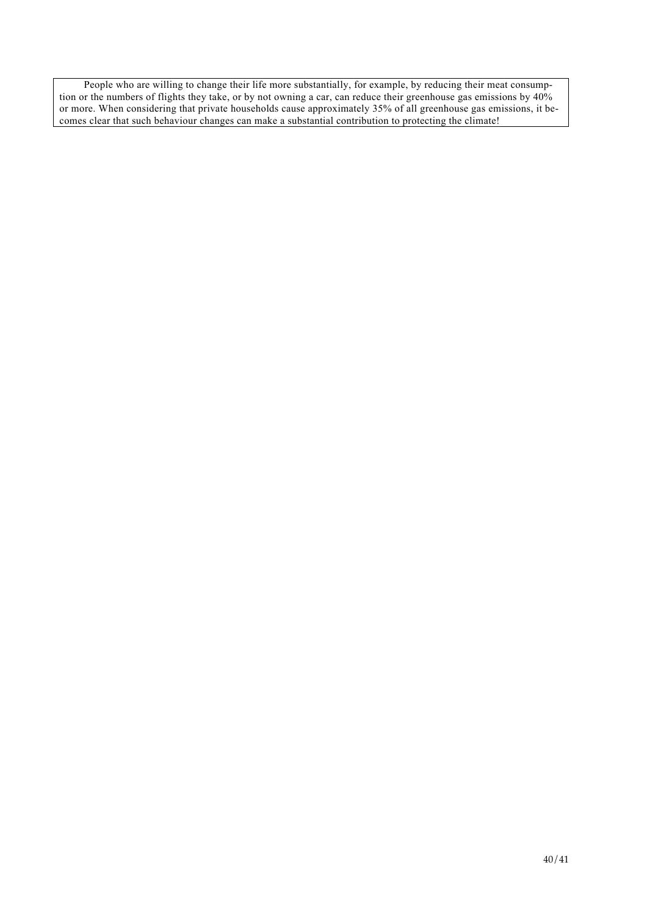People who are willing to change their life more substantially, for example, by reducing their meat consumption or the numbers of flights they take, or by not owning a car, can reduce their greenhouse gas emissions by 40% or more. When considering that private households cause approximately 35% of all greenhouse gas emissions, it becomes clear that such behaviour changes can make a substantial contribution to protecting the climate!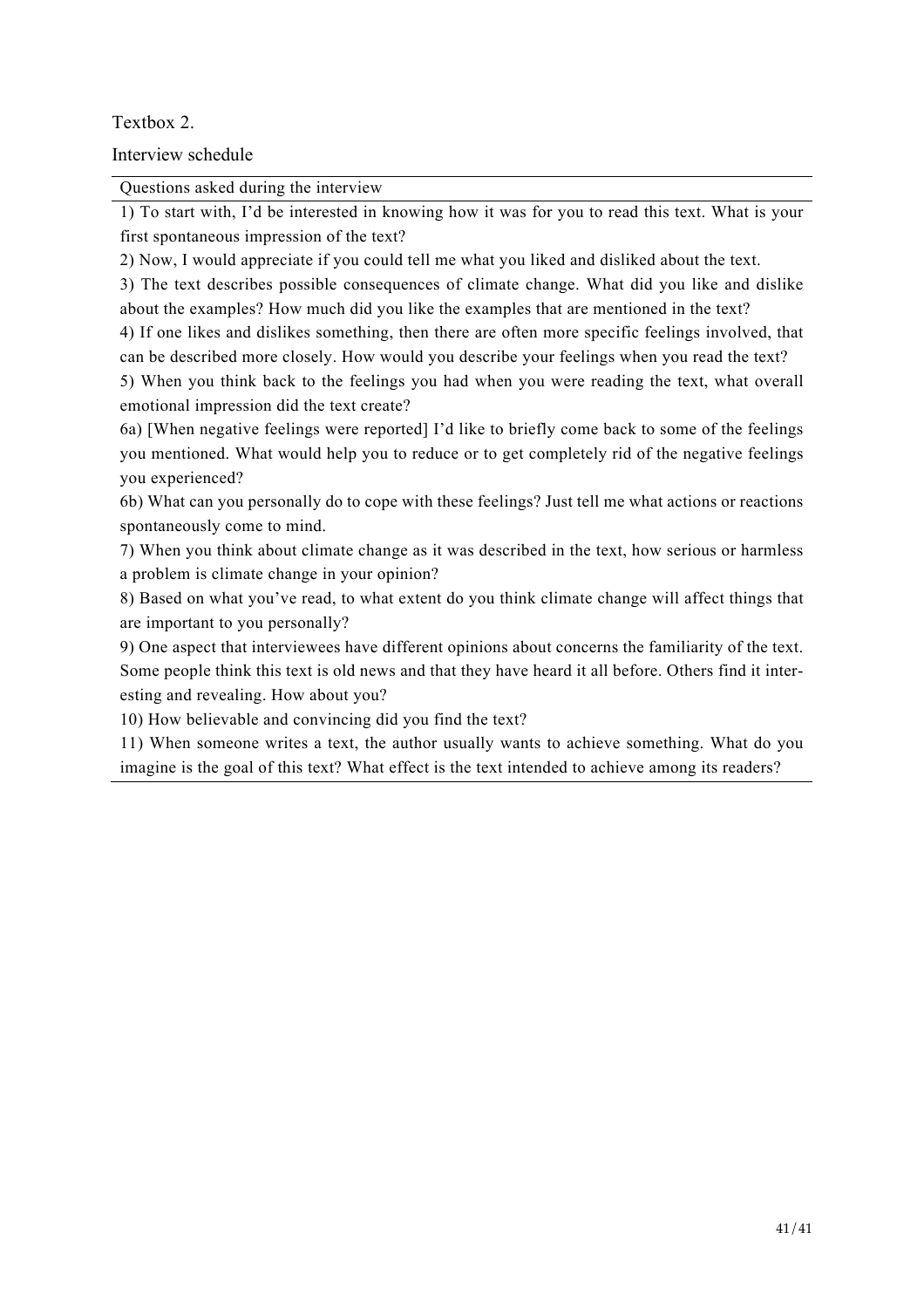Textbox 2.

Interview schedule

| Questions asked during the interview |
| --- |
| 1) To start with, I'd be interested in knowing how it was for you to read this text. What is your first spontaneous impression of the text? |
| 2) Now, I would appreciate if you could tell me what you liked and disliked about the text. |
| 3) The text describes possible consequences of climate change. What did you like and dislike about the examples? How much did you like the examples that are mentioned in the text? |
| 4) If one likes and dislikes something, then there are often more specific feelings involved, that can be described more closely. How would you describe your feelings when you read the text? |
| 5) When you think back to the feelings you had when you were reading the text, what overall emotional impression did the text create? |
| 6a) [When negative feelings were reported] I'd like to briefly come back to some of the feelings you mentioned. What would help you to reduce or to get completely rid of the negative feelings you experienced? |
| 6b) What can you personally do to cope with these feelings? Just tell me what actions or reactions spontaneously come to mind. |
| 7) When you think about climate change as it was described in the text, how serious or harmless a problem is climate change in your opinion? |
| 8) Based on what you've read, to what extent do you think climate change will affect things that are important to you personally? |
| 9) One aspect that interviewees have different opinions about concerns the familiarity of the text. Some people think this text is old news and that they have heard it all before. Others find it interesting and revealing. How about you? |
| 10) How believable and convincing did you find the text? |
| 11) When someone writes a text, the author usually wants to achieve something. What do you imagine is the goal of this text? What effect is the text intended to achieve among its readers? |